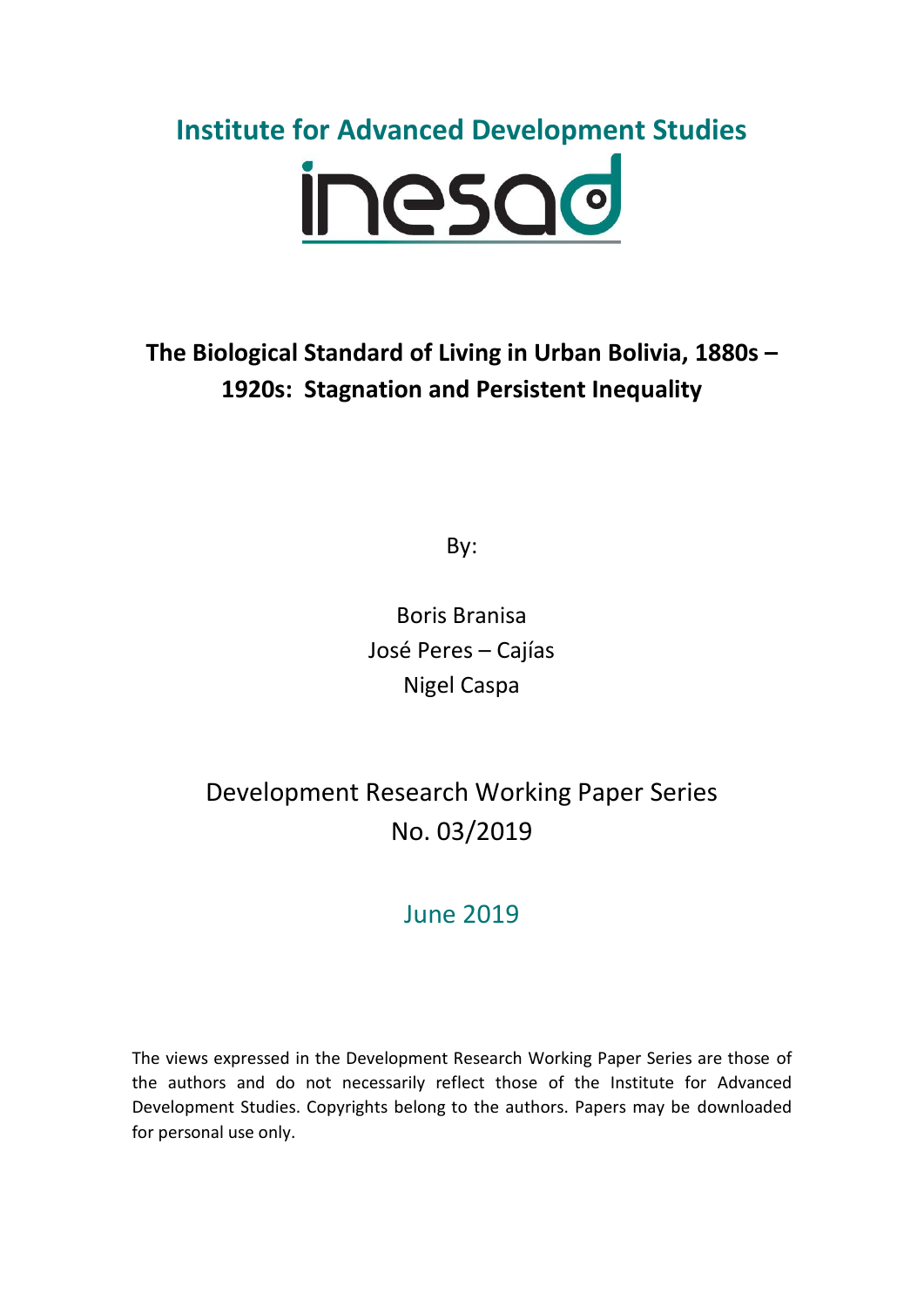**Institute for Advanced Development Studies**

inesad

# The Biological Standard of Living in Urban Bolivia, 1880s – 1920s: Stagnation and Persistent Inequality

By:

Boris Branisa
José Peres – Cajías
Nigel Caspa

Development Research Working Paper Series
No. 03/2019

June 2019

The views expressed in the Development Research Working Paper Series are those of the authors and do not necessarily reflect those of the Institute for Advanced Development Studies. Copyrights belong to the authors. Papers may be downloaded for personal use only.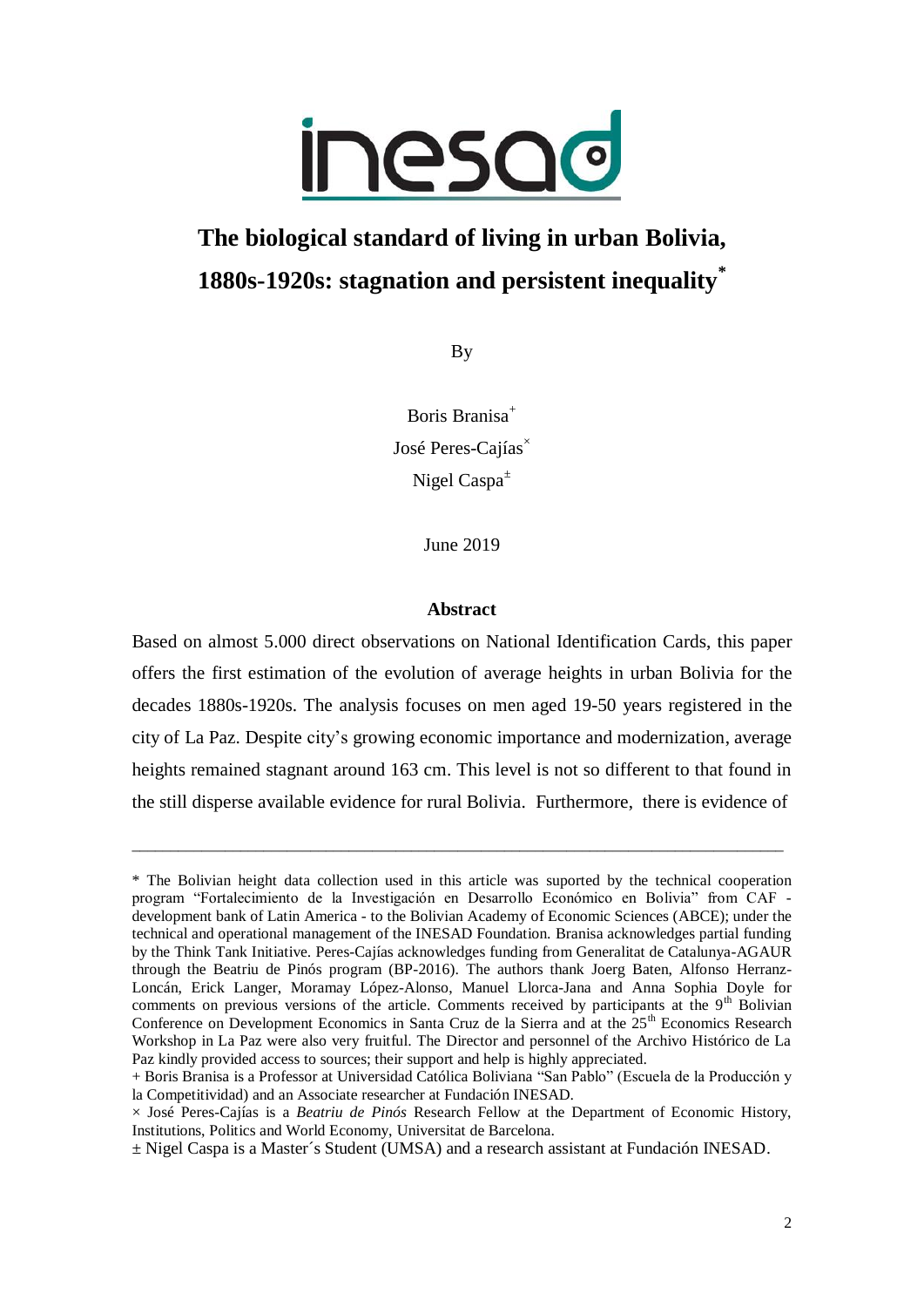# The biological standard of living in urban Bolivia, 1880s-1920s: stagnation and persistent inequality*

By

Boris Branisa[+]

José Peres-Cajías[×]

Nigel Caspa[±]

June 2019

## Abstract

Based on almost 5.000 direct observations on National Identification Cards, this paper offers the first estimation of the evolution of average heights in urban Bolivia for the decades 1880s-1920s. The analysis focuses on men aged 19-50 years registered in the city of La Paz. Despite city's growing economic importance and modernization, average heights remained stagnant around 163 cm. This level is not so different to that found in the still disperse available evidence for rural Bolivia. Furthermore, there is evidence of

---

\* The Bolivian height data collection used in this article was suported by the technical cooperation program "Fortalecimiento de la Investigación en Desarrollo Económico en Bolivia" from CAF - development bank of Latin America - to the Bolivian Academy of Economic Sciences (ABCE); under the technical and operational management of the INESAD Foundation. Branisa acknowledges partial funding by the Think Tank Initiative. Peres-Cajías acknowledges funding from Generalitat de Catalunya-AGAUR through the Beatriu de Pinós program (BP-2016). The authors thank Joerg Baten, Alfonso Herranz-Loncán, Erick Langer, Moramay López-Alonso, Manuel Llorca-Jana and Anna Sophia Doyle for comments on previous versions of the article. Comments received by participants at the 9th Bolivian Conference on Development Economics in Santa Cruz de la Sierra and at the 25th Economics Research Workshop in La Paz were also very fruitful. The Director and personnel of the Archivo Histórico de La Paz kindly provided access to sources; their support and help is highly appreciated.

\+ Boris Branisa is a Professor at Universidad Católica Boliviana "San Pablo" (Escuela de la Producción y la Competitividad) and an Associate researcher at Fundación INESAD.

× José Peres-Cajías is a *Beatriu de Pinós* Research Fellow at the Department of Economic History, Institutions, Politics and World Economy, Universitat de Barcelona.

± Nigel Caspa is a Master´s Student (UMSA) and a research assistant at Fundación INESAD.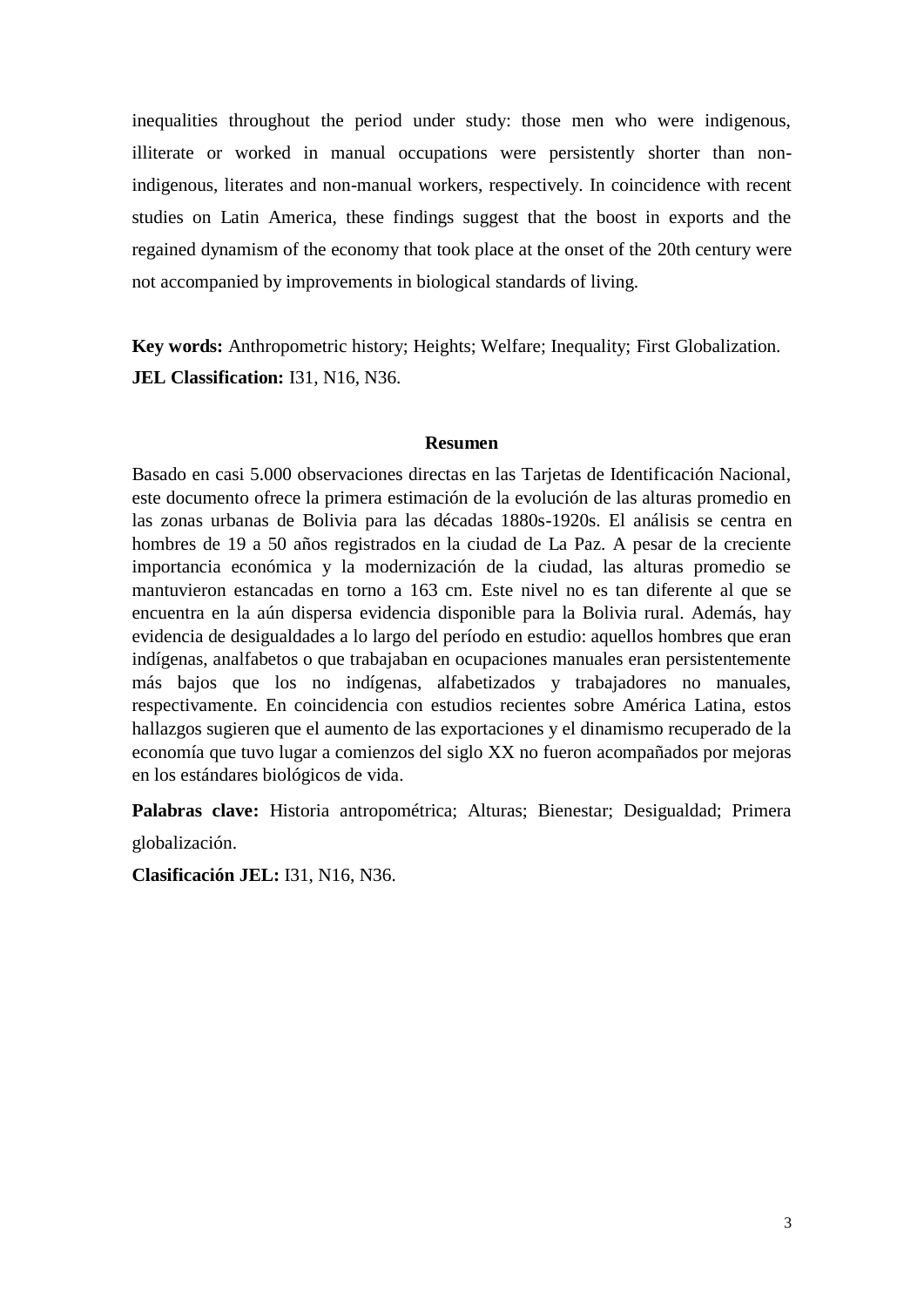inequalities throughout the period under study: those men who were indigenous, illiterate or worked in manual occupations were persistently shorter than non-indigenous, literates and non-manual workers, respectively. In coincidence with recent studies on Latin America, these findings suggest that the boost in exports and the regained dynamism of the economy that took place at the onset of the 20th century were not accompanied by improvements in biological standards of living.

**Key words:** Anthropometric history; Heights; Welfare; Inequality; First Globalization.
**JEL Classification:** I31, N16, N36.

### Resumen

Basado en casi 5.000 observaciones directas en las Tarjetas de Identificación Nacional, este documento ofrece la primera estimación de la evolución de las alturas promedio en las zonas urbanas de Bolivia para las décadas 1880s-1920s. El análisis se centra en hombres de 19 a 50 años registrados en la ciudad de La Paz. A pesar de la creciente importancia económica y la modernización de la ciudad, las alturas promedio se mantuvieron estancadas en torno a 163 cm. Este nivel no es tan diferente al que se encuentra en la aún dispersa evidencia disponible para la Bolivia rural. Además, hay evidencia de desigualdades a lo largo del período en estudio: aquellos hombres que eran indígenas, analfabetos o que trabajaban en ocupaciones manuales eran persistentemente más bajos que los no indígenas, alfabetizados y trabajadores no manuales, respectivamente. En coincidencia con estudios recientes sobre América Latina, estos hallazgos sugieren que el aumento de las exportaciones y el dinamismo recuperado de la economía que tuvo lugar a comienzos del siglo XX no fueron acompañados por mejoras en los estándares biológicos de vida.

**Palabras clave:** Historia antropométrica; Alturas; Bienestar; Desigualdad; Primera globalización.

**Clasificación JEL:** I31, N16, N36.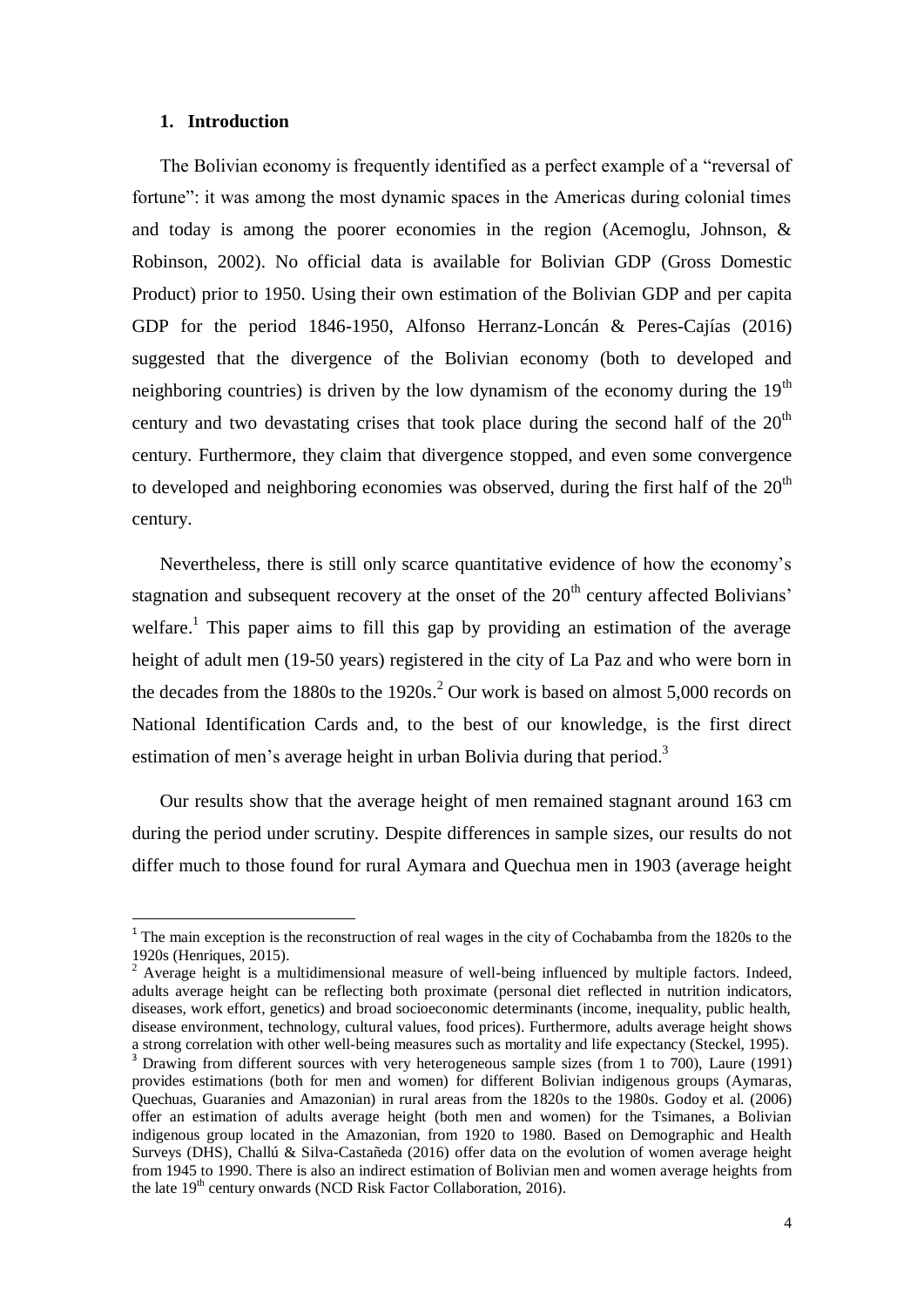## 1. Introduction

The Bolivian economy is frequently identified as a perfect example of a "reversal of fortune": it was among the most dynamic spaces in the Americas during colonial times and today is among the poorer economies in the region (Acemoglu, Johnson, & Robinson, 2002). No official data is available for Bolivian GDP (Gross Domestic Product) prior to 1950. Using their own estimation of the Bolivian GDP and per capita GDP for the period 1846-1950, Alfonso Herranz-Loncán & Peres-Cajías (2016) suggested that the divergence of the Bolivian economy (both to developed and neighboring countries) is driven by the low dynamism of the economy during the 19th century and two devastating crises that took place during the second half of the 20th century. Furthermore, they claim that divergence stopped, and even some convergence to developed and neighboring economies was observed, during the first half of the 20th century.

Nevertheless, there is still only scarce quantitative evidence of how the economy's stagnation and subsequent recovery at the onset of the 20th century affected Bolivians' welfare.[1] This paper aims to fill this gap by providing an estimation of the average height of adult men (19-50 years) registered in the city of La Paz and who were born in the decades from the 1880s to the 1920s.[2] Our work is based on almost 5,000 records on National Identification Cards and, to the best of our knowledge, is the first direct estimation of men's average height in urban Bolivia during that period.[3]

Our results show that the average height of men remained stagnant around 163 cm during the period under scrutiny. Despite differences in sample sizes, our results do not differ much to those found for rural Aymara and Quechua men in 1903 (average height

---

[1] The main exception is the reconstruction of real wages in the city of Cochabamba from the 1820s to the 1920s (Henriques, 2015).

[2] Average height is a multidimensional measure of well-being influenced by multiple factors. Indeed, adults average height can be reflecting both proximate (personal diet reflected in nutrition indicators, diseases, work effort, genetics) and broad socioeconomic determinants (income, inequality, public health, disease environment, technology, cultural values, food prices). Furthermore, adults average height shows a strong correlation with other well-being measures such as mortality and life expectancy (Steckel, 1995).

[3] Drawing from different sources with very heterogeneous sample sizes (from 1 to 700), Laure (1991) provides estimations (both for men and women) for different Bolivian indigenous groups (Aymaras, Quechuas, Guaranies and Amazonian) in rural areas from the 1820s to the 1980s. Godoy et al. (2006) offer an estimation of adults average height (both men and women) for the Tsimanes, a Bolivian indigenous group located in the Amazonian, from 1920 to 1980. Based on Demographic and Health Surveys (DHS), Challú & Silva-Castañeda (2016) offer data on the evolution of women average height from 1945 to 1990. There is also an indirect estimation of Bolivian men and women average heights from the late 19th century onwards (NCD Risk Factor Collaboration, 2016).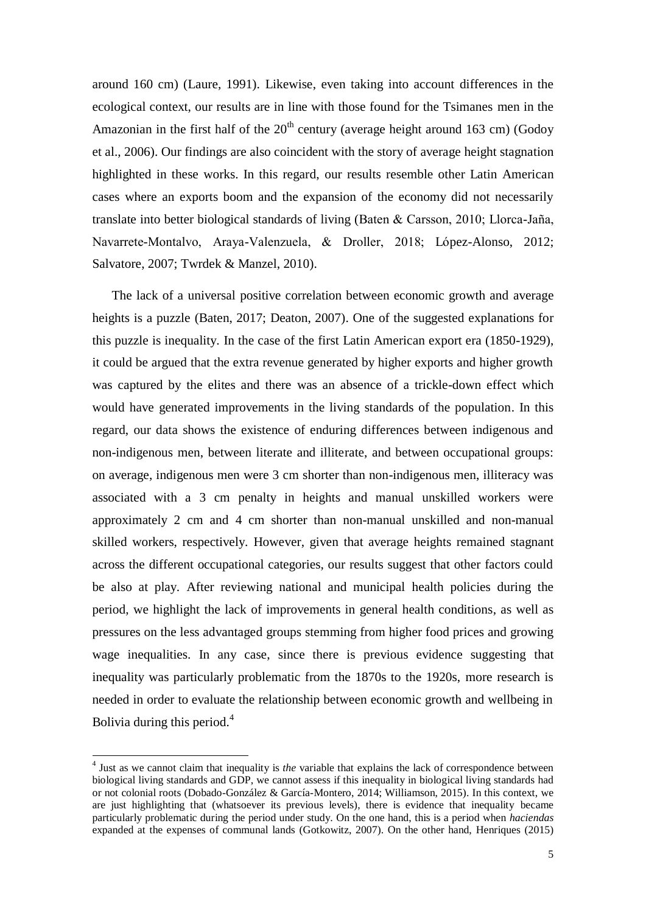around 160 cm) (Laure, 1991). Likewise, even taking into account differences in the ecological context, our results are in line with those found for the Tsimanes men in the Amazonian in the first half of the 20th century (average height around 163 cm) (Godoy et al., 2006). Our findings are also coincident with the story of average height stagnation highlighted in these works. In this regard, our results resemble other Latin American cases where an exports boom and the expansion of the economy did not necessarily translate into better biological standards of living (Baten & Carsson, 2010; Llorca-Jaña, Navarrete-Montalvo, Araya-Valenzuela, & Droller, 2018; López-Alonso, 2012; Salvatore, 2007; Twrdek & Manzel, 2010).

The lack of a universal positive correlation between economic growth and average heights is a puzzle (Baten, 2017; Deaton, 2007). One of the suggested explanations for this puzzle is inequality. In the case of the first Latin American export era (1850-1929), it could be argued that the extra revenue generated by higher exports and higher growth was captured by the elites and there was an absence of a trickle-down effect which would have generated improvements in the living standards of the population. In this regard, our data shows the existence of enduring differences between indigenous and non-indigenous men, between literate and illiterate, and between occupational groups: on average, indigenous men were 3 cm shorter than non-indigenous men, illiteracy was associated with a 3 cm penalty in heights and manual unskilled workers were approximately 2 cm and 4 cm shorter than non-manual unskilled and non-manual skilled workers, respectively. However, given that average heights remained stagnant across the different occupational categories, our results suggest that other factors could be also at play. After reviewing national and municipal health policies during the period, we highlight the lack of improvements in general health conditions, as well as pressures on the less advantaged groups stemming from higher food prices and growing wage inequalities. In any case, since there is previous evidence suggesting that inequality was particularly problematic from the 1870s to the 1920s, more research is needed in order to evaluate the relationship between economic growth and wellbeing in Bolivia during this period.[4]

[4] Just as we cannot claim that inequality is *the* variable that explains the lack of correspondence between biological living standards and GDP, we cannot assess if this inequality in biological living standards had or not colonial roots (Dobado-González & García-Montero, 2014; Williamson, 2015). In this context, we are just highlighting that (whatsoever its previous levels), there is evidence that inequality became particularly problematic during the period under study. On the one hand, this is a period when *haciendas* expanded at the expenses of communal lands (Gotkowitz, 2007). On the other hand, Henriques (2015)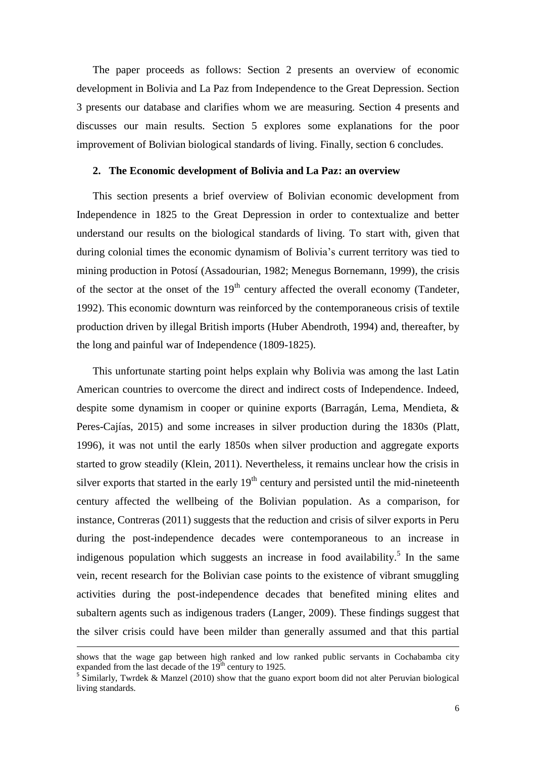The paper proceeds as follows: Section 2 presents an overview of economic development in Bolivia and La Paz from Independence to the Great Depression. Section 3 presents our database and clarifies whom we are measuring. Section 4 presents and discusses our main results. Section 5 explores some explanations for the poor improvement of Bolivian biological standards of living. Finally, section 6 concludes.

## 2. The Economic development of Bolivia and La Paz: an overview

This section presents a brief overview of Bolivian economic development from Independence in 1825 to the Great Depression in order to contextualize and better understand our results on the biological standards of living. To start with, given that during colonial times the economic dynamism of Bolivia's current territory was tied to mining production in Potosí (Assadourian, 1982; Menegus Bornemann, 1999), the crisis of the sector at the onset of the 19<sup>th</sup> century affected the overall economy (Tandeter, 1992). This economic downturn was reinforced by the contemporaneous crisis of textile production driven by illegal British imports (Huber Abendroth, 1994) and, thereafter, by the long and painful war of Independence (1809-1825).

This unfortunate starting point helps explain why Bolivia was among the last Latin American countries to overcome the direct and indirect costs of Independence. Indeed, despite some dynamism in cooper or quinine exports (Barragán, Lema, Mendieta, & Peres-Cajías, 2015) and some increases in silver production during the 1830s (Platt, 1996), it was not until the early 1850s when silver production and aggregate exports started to grow steadily (Klein, 2011). Nevertheless, it remains unclear how the crisis in silver exports that started in the early 19<sup>th</sup> century and persisted until the mid-nineteenth century affected the wellbeing of the Bolivian population. As a comparison, for instance, Contreras (2011) suggests that the reduction and crisis of silver exports in Peru during the post-independence decades were contemporaneous to an increase in indigenous population which suggests an increase in food availability.[5] In the same vein, recent research for the Bolivian case points to the existence of vibrant smuggling activities during the post-independence decades that benefited mining elites and subaltern agents such as indigenous traders (Langer, 2009). These findings suggest that the silver crisis could have been milder than generally assumed and that this partial

---

shows that the wage gap between high ranked and low ranked public servants in Cochabamba city expanded from the last decade of the 19<sup>th</sup> century to 1925.

[5] Similarly, Twrdek & Manzel (2010) show that the guano export boom did not alter Peruvian biological living standards.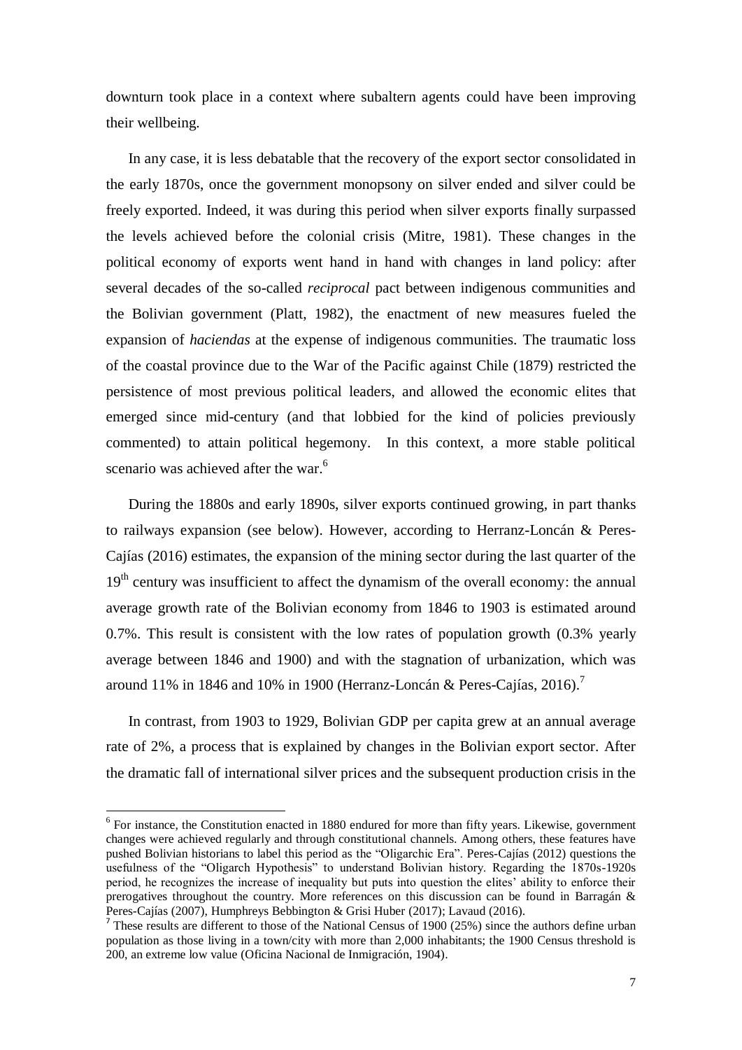downturn took place in a context where subaltern agents could have been improving their wellbeing.

In any case, it is less debatable that the recovery of the export sector consolidated in the early 1870s, once the government monopsony on silver ended and silver could be freely exported. Indeed, it was during this period when silver exports finally surpassed the levels achieved before the colonial crisis (Mitre, 1981). These changes in the political economy of exports went hand in hand with changes in land policy: after several decades of the so-called *reciprocal* pact between indigenous communities and the Bolivian government (Platt, 1982), the enactment of new measures fueled the expansion of *haciendas* at the expense of indigenous communities. The traumatic loss of the coastal province due to the War of the Pacific against Chile (1879) restricted the persistence of most previous political leaders, and allowed the economic elites that emerged since mid-century (and that lobbied for the kind of policies previously commented) to attain political hegemony. In this context, a more stable political scenario was achieved after the war.[6]

During the 1880s and early 1890s, silver exports continued growing, in part thanks to railways expansion (see below). However, according to Herranz-Loncán & Peres-Cajías (2016) estimates, the expansion of the mining sector during the last quarter of the 19th century was insufficient to affect the dynamism of the overall economy: the annual average growth rate of the Bolivian economy from 1846 to 1903 is estimated around 0.7%. This result is consistent with the low rates of population growth (0.3% yearly average between 1846 and 1900) and with the stagnation of urbanization, which was around 11% in 1846 and 10% in 1900 (Herranz-Loncán & Peres-Cajías, 2016).[7]

In contrast, from 1903 to 1929, Bolivian GDP per capita grew at an annual average rate of 2%, a process that is explained by changes in the Bolivian export sector. After the dramatic fall of international silver prices and the subsequent production crisis in the

---

[6] For instance, the Constitution enacted in 1880 endured for more than fifty years. Likewise, government changes were achieved regularly and through constitutional channels. Among others, these features have pushed Bolivian historians to label this period as the "Oligarchic Era". Peres-Cajías (2012) questions the usefulness of the "Oligarch Hypothesis" to understand Bolivian history. Regarding the 1870s-1920s period, he recognizes the increase of inequality but puts into question the elites' ability to enforce their prerogatives throughout the country. More references on this discussion can be found in Barragán & Peres-Cajías (2007), Humphreys Bebbington & Grisi Huber (2017); Lavaud (2016).

[7] These results are different to those of the National Census of 1900 (25%) since the authors define urban population as those living in a town/city with more than 2,000 inhabitants; the 1900 Census threshold is 200, an extreme low value (Oficina Nacional de Inmigración, 1904).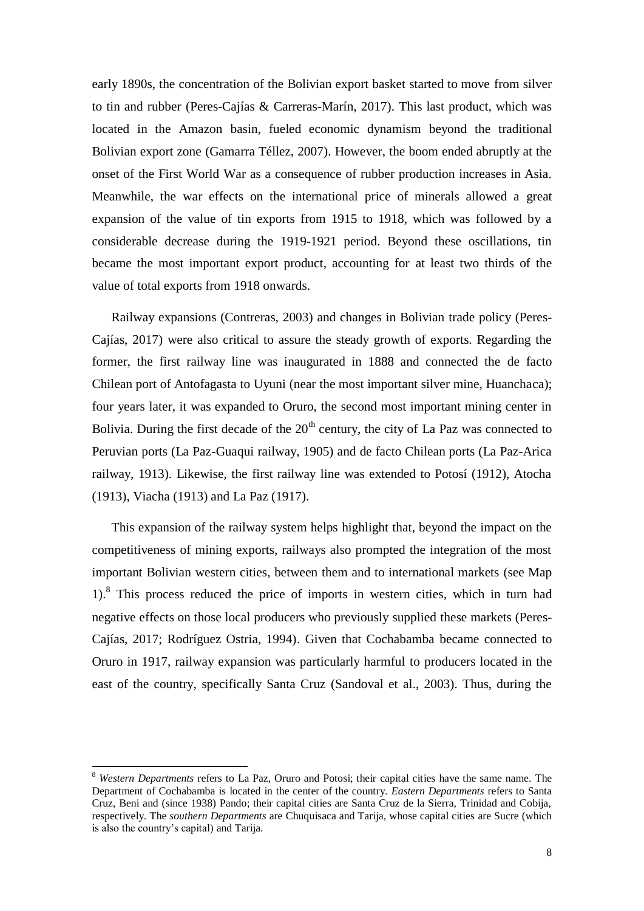early 1890s, the concentration of the Bolivian export basket started to move from silver to tin and rubber (Peres-Cajías & Carreras-Marín, 2017). This last product, which was located in the Amazon basin, fueled economic dynamism beyond the traditional Bolivian export zone (Gamarra Téllez, 2007). However, the boom ended abruptly at the onset of the First World War as a consequence of rubber production increases in Asia. Meanwhile, the war effects on the international price of minerals allowed a great expansion of the value of tin exports from 1915 to 1918, which was followed by a considerable decrease during the 1919-1921 period. Beyond these oscillations, tin became the most important export product, accounting for at least two thirds of the value of total exports from 1918 onwards.

Railway expansions (Contreras, 2003) and changes in Bolivian trade policy (Peres-Cajías, 2017) were also critical to assure the steady growth of exports. Regarding the former, the first railway line was inaugurated in 1888 and connected the de facto Chilean port of Antofagasta to Uyuni (near the most important silver mine, Huanchaca); four years later, it was expanded to Oruro, the second most important mining center in Bolivia. During the first decade of the 20th century, the city of La Paz was connected to Peruvian ports (La Paz-Guaqui railway, 1905) and de facto Chilean ports (La Paz-Arica railway, 1913). Likewise, the first railway line was extended to Potosí (1912), Atocha (1913), Viacha (1913) and La Paz (1917).

This expansion of the railway system helps highlight that, beyond the impact on the competitiveness of mining exports, railways also prompted the integration of the most important Bolivian western cities, between them and to international markets (see Map 1).[8] This process reduced the price of imports in western cities, which in turn had negative effects on those local producers who previously supplied these markets (Peres-Cajías, 2017; Rodríguez Ostria, 1994). Given that Cochabamba became connected to Oruro in 1917, railway expansion was particularly harmful to producers located in the east of the country, specifically Santa Cruz (Sandoval et al., 2003). Thus, during the

[8] *Western Departments* refers to La Paz, Oruro and Potosi; their capital cities have the same name. The Department of Cochabamba is located in the center of the country. *Eastern Departments* refers to Santa Cruz, Beni and (since 1938) Pando; their capital cities are Santa Cruz de la Sierra, Trinidad and Cobija, respectively. The *southern Departments* are Chuquisaca and Tarija, whose capital cities are Sucre (which is also the country's capital) and Tarija.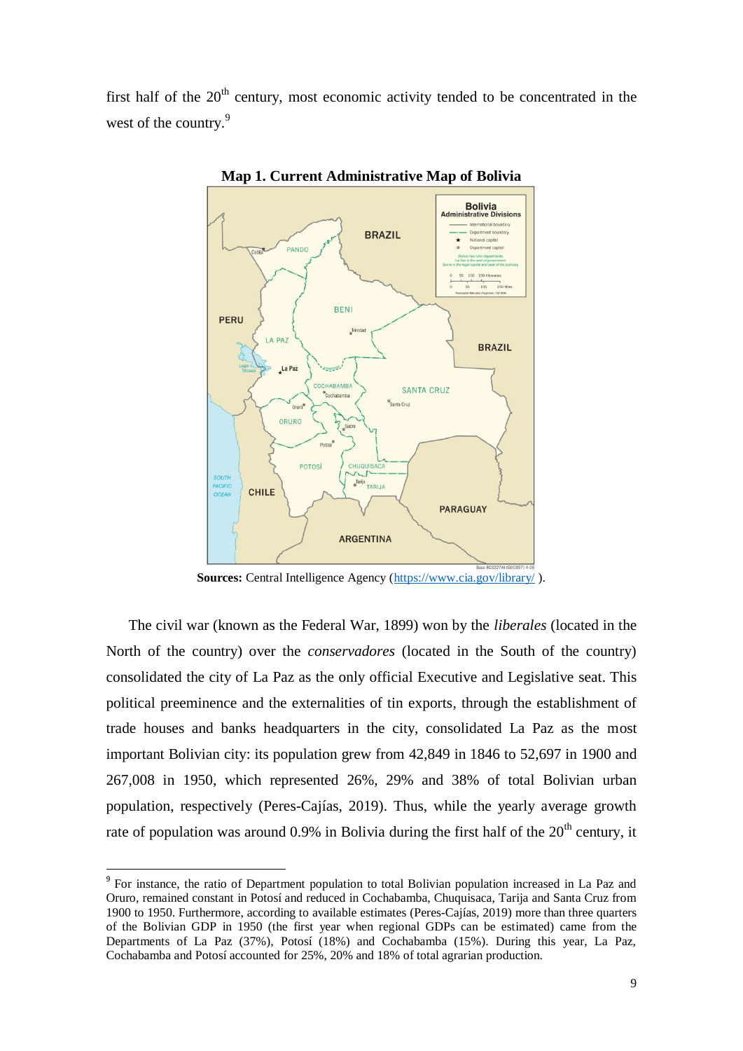first half of the 20th century, most economic activity tended to be concentrated in the west of the country.[9]

**Map 1. Current Administrative Map of Bolivia**

**Sources:** Central Intelligence Agency (https://www.cia.gov/library/ ).

The civil war (known as the Federal War, 1899) won by the *liberales* (located in the North of the country) over the *conservadores* (located in the South of the country) consolidated the city of La Paz as the only official Executive and Legislative seat. This political preeminence and the externalities of tin exports, through the establishment of trade houses and banks headquarters in the city, consolidated La Paz as the most important Bolivian city: its population grew from 42,849 in 1846 to 52,697 in 1900 and 267,008 in 1950, which represented 26%, 29% and 38% of total Bolivian urban population, respectively (Peres-Cajías, 2019). Thus, while the yearly average growth rate of population was around 0.9% in Bolivia during the first half of the 20th century, it

[9] For instance, the ratio of Department population to total Bolivian population increased in La Paz and Oruro, remained constant in Potosí and reduced in Cochabamba, Chuquisaca, Tarija and Santa Cruz from 1900 to 1950. Furthermore, according to available estimates (Peres-Cajías, 2019) more than three quarters of the Bolivian GDP in 1950 (the first year when regional GDPs can be estimated) came from the Departments of La Paz (37%), Potosí (18%) and Cochabamba (15%). During this year, La Paz, Cochabamba and Potosí accounted for 25%, 20% and 18% of total agrarian production.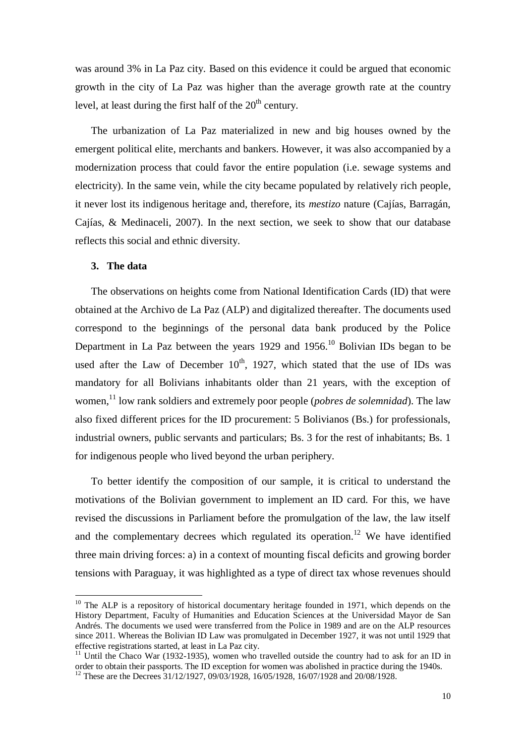was around 3% in La Paz city. Based on this evidence it could be argued that economic growth in the city of La Paz was higher than the average growth rate at the country level, at least during the first half of the 20th century.

The urbanization of La Paz materialized in new and big houses owned by the emergent political elite, merchants and bankers. However, it was also accompanied by a modernization process that could favor the entire population (i.e. sewage systems and electricity). In the same vein, while the city became populated by relatively rich people, it never lost its indigenous heritage and, therefore, its *mestizo* nature (Cajías, Barragán, Cajías, & Medinaceli, 2007). In the next section, we seek to show that our database reflects this social and ethnic diversity.

## 3. The data

The observations on heights come from National Identification Cards (ID) that were obtained at the Archivo de La Paz (ALP) and digitalized thereafter. The documents used correspond to the beginnings of the personal data bank produced by the Police Department in La Paz between the years 1929 and 1956.[10] Bolivian IDs began to be used after the Law of December 10th, 1927, which stated that the use of IDs was mandatory for all Bolivians inhabitants older than 21 years, with the exception of women,[11] low rank soldiers and extremely poor people (*pobres de solemnidad*). The law also fixed different prices for the ID procurement: 5 Bolivianos (Bs.) for professionals, industrial owners, public servants and particulars; Bs. 3 for the rest of inhabitants; Bs. 1 for indigenous people who lived beyond the urban periphery.

To better identify the composition of our sample, it is critical to understand the motivations of the Bolivian government to implement an ID card. For this, we have revised the discussions in Parliament before the promulgation of the law, the law itself and the complementary decrees which regulated its operation.[12] We have identified three main driving forces: a) in a context of mounting fiscal deficits and growing border tensions with Paraguay, it was highlighted as a type of direct tax whose revenues should

---

[10] The ALP is a repository of historical documentary heritage founded in 1971, which depends on the History Department, Faculty of Humanities and Education Sciences at the Universidad Mayor de San Andrés. The documents we used were transferred from the Police in 1989 and are on the ALP resources since 2011. Whereas the Bolivian ID Law was promulgated in December 1927, it was not until 1929 that effective registrations started, at least in La Paz city.

[11] Until the Chaco War (1932-1935), women who travelled outside the country had to ask for an ID in order to obtain their passports. The ID exception for women was abolished in practice during the 1940s.

[12] These are the Decrees 31/12/1927, 09/03/1928, 16/05/1928, 16/07/1928 and 20/08/1928.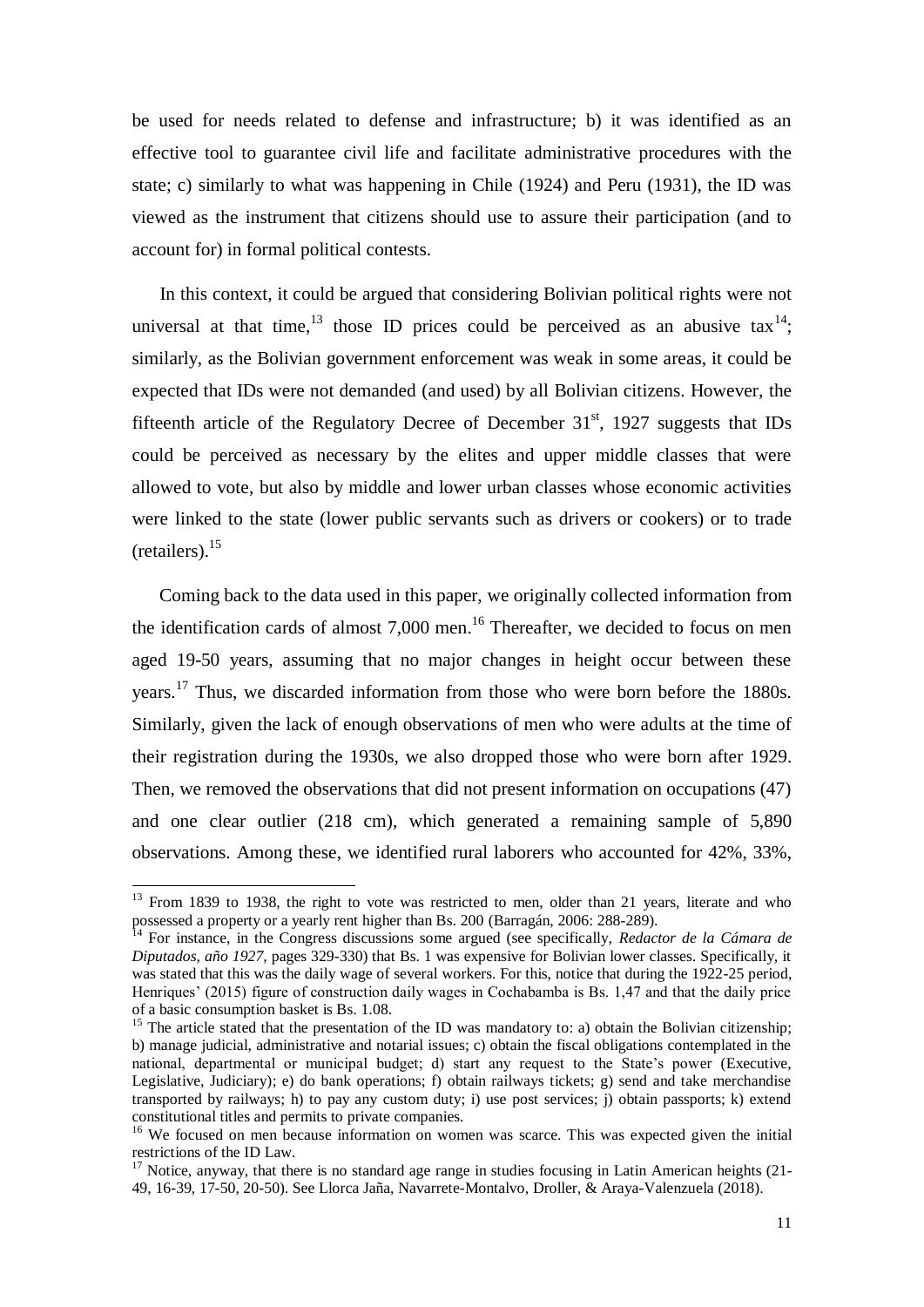be used for needs related to defense and infrastructure; b) it was identified as an effective tool to guarantee civil life and facilitate administrative procedures with the state; c) similarly to what was happening in Chile (1924) and Peru (1931), the ID was viewed as the instrument that citizens should use to assure their participation (and to account for) in formal political contests.

In this context, it could be argued that considering Bolivian political rights were not universal at that time,[13] those ID prices could be perceived as an abusive tax[14]; similarly, as the Bolivian government enforcement was weak in some areas, it could be expected that IDs were not demanded (and used) by all Bolivian citizens. However, the fifteenth article of the Regulatory Decree of December 31st, 1927 suggests that IDs could be perceived as necessary by the elites and upper middle classes that were allowed to vote, but also by middle and lower urban classes whose economic activities were linked to the state (lower public servants such as drivers or cookers) or to trade (retailers).[15]

Coming back to the data used in this paper, we originally collected information from the identification cards of almost 7,000 men.[16] Thereafter, we decided to focus on men aged 19-50 years, assuming that no major changes in height occur between these years.[17] Thus, we discarded information from those who were born before the 1880s. Similarly, given the lack of enough observations of men who were adults at the time of their registration during the 1930s, we also dropped those who were born after 1929. Then, we removed the observations that did not present information on occupations (47) and one clear outlier (218 cm), which generated a remaining sample of 5,890 observations. Among these, we identified rural laborers who accounted for 42%, 33%,

---

[13] From 1839 to 1938, the right to vote was restricted to men, older than 21 years, literate and who possessed a property or a yearly rent higher than Bs. 200 (Barragán, 2006: 288-289).

[14] For instance, in the Congress discussions some argued (see specifically, *Redactor de la Cámara de Diputados, año 1927*, pages 329-330) that Bs. 1 was expensive for Bolivian lower classes. Specifically, it was stated that this was the daily wage of several workers. For this, notice that during the 1922-25 period, Henriques' (2015) figure of construction daily wages in Cochabamba is Bs. 1,47 and that the daily price of a basic consumption basket is Bs. 1.08.

[15] The article stated that the presentation of the ID was mandatory to: a) obtain the Bolivian citizenship; b) manage judicial, administrative and notarial issues; c) obtain the fiscal obligations contemplated in the national, departmental or municipal budget; d) start any request to the State's power (Executive, Legislative, Judiciary); e) do bank operations; f) obtain railways tickets; g) send and take merchandise transported by railways; h) to pay any custom duty; i) use post services; j) obtain passports; k) extend constitutional titles and permits to private companies.

[16] We focused on men because information on women was scarce. This was expected given the initial restrictions of the ID Law.

[17] Notice, anyway, that there is no standard age range in studies focusing in Latin American heights (21-49, 16-39, 17-50, 20-50). See Llorca Jaña, Navarrete-Montalvo, Droller, & Araya-Valenzuela (2018).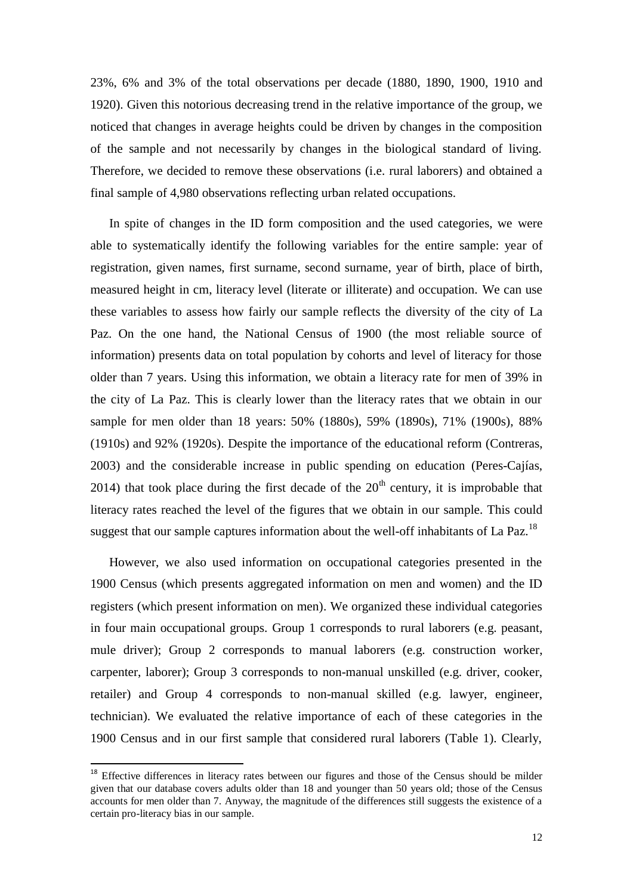23%, 6% and 3% of the total observations per decade (1880, 1890, 1900, 1910 and 1920). Given this notorious decreasing trend in the relative importance of the group, we noticed that changes in average heights could be driven by changes in the composition of the sample and not necessarily by changes in the biological standard of living. Therefore, we decided to remove these observations (i.e. rural laborers) and obtained a final sample of 4,980 observations reflecting urban related occupations.

In spite of changes in the ID form composition and the used categories, we were able to systematically identify the following variables for the entire sample: year of registration, given names, first surname, second surname, year of birth, place of birth, measured height in cm, literacy level (literate or illiterate) and occupation. We can use these variables to assess how fairly our sample reflects the diversity of the city of La Paz. On the one hand, the National Census of 1900 (the most reliable source of information) presents data on total population by cohorts and level of literacy for those older than 7 years. Using this information, we obtain a literacy rate for men of 39% in the city of La Paz. This is clearly lower than the literacy rates that we obtain in our sample for men older than 18 years: 50% (1880s), 59% (1890s), 71% (1900s), 88% (1910s) and 92% (1920s). Despite the importance of the educational reform (Contreras, 2003) and the considerable increase in public spending on education (Peres-Cajías, 2014) that took place during the first decade of the 20th century, it is improbable that literacy rates reached the level of the figures that we obtain in our sample. This could suggest that our sample captures information about the well-off inhabitants of La Paz.[18]

However, we also used information on occupational categories presented in the 1900 Census (which presents aggregated information on men and women) and the ID registers (which present information on men). We organized these individual categories in four main occupational groups. Group 1 corresponds to rural laborers (e.g. peasant, mule driver); Group 2 corresponds to manual laborers (e.g. construction worker, carpenter, laborer); Group 3 corresponds to non-manual unskilled (e.g. driver, cooker, retailer) and Group 4 corresponds to non-manual skilled (e.g. lawyer, engineer, technician). We evaluated the relative importance of each of these categories in the 1900 Census and in our first sample that considered rural laborers (Table 1). Clearly,

[18] Effective differences in literacy rates between our figures and those of the Census should be milder given that our database covers adults older than 18 and younger than 50 years old; those of the Census accounts for men older than 7. Anyway, the magnitude of the differences still suggests the existence of a certain pro-literacy bias in our sample.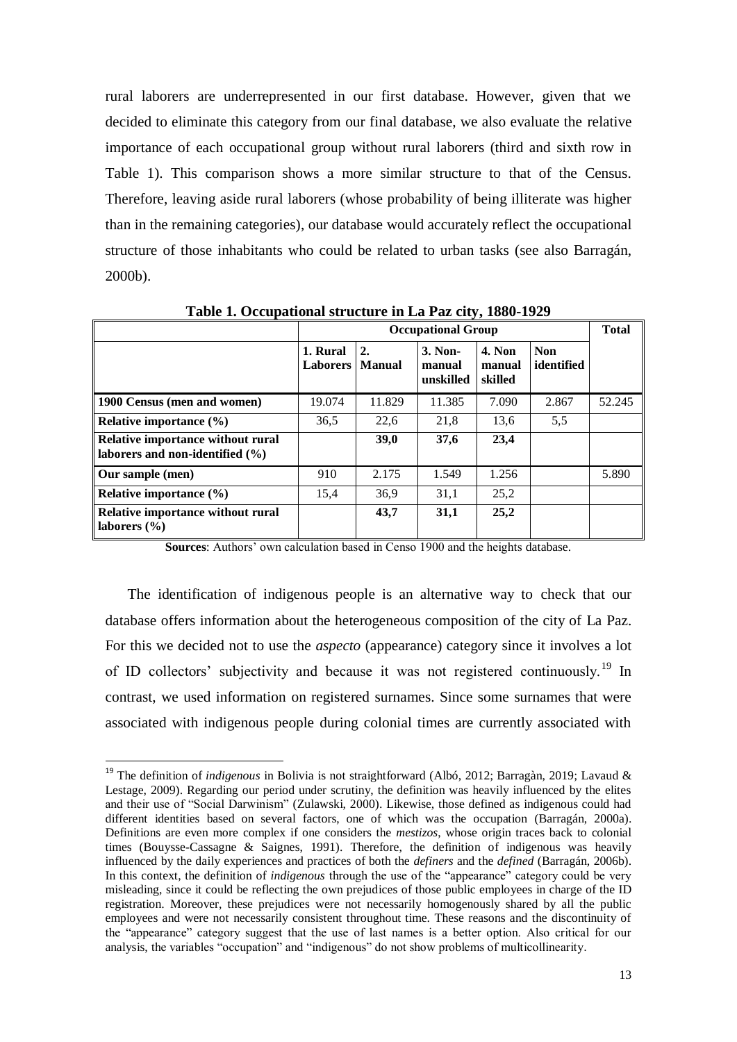rural laborers are underrepresented in our first database. However, given that we decided to eliminate this category from our final database, we also evaluate the relative importance of each occupational group without rural laborers (third and sixth row in Table 1). This comparison shows a more similar structure to that of the Census. Therefore, leaving aside rural laborers (whose probability of being illiterate was higher than in the remaining categories), our database would accurately reflect the occupational structure of those inhabitants who could be related to urban tasks (see also Barragán, 2000b).

**Table 1. Occupational structure in La Paz city, 1880-1929**

| | Occupational Group | | | | | Total |
|---|---|---|---|---|---|---|
| | 1. Rural Laborers | 2. Manual | 3. Non-manual unskilled | 4. Non manual skilled | Non identified | |
| **1900 Census (men and women)** | 19.074 | 11.829 | 11.385 | 7.090 | 2.867 | 52.245 |
| **Relative importance (%)** | 36,5 | 22,6 | 21,8 | 13,6 | 5,5 | |
| **Relative importance without rural laborers and non-identified (%)** | | **39,0** | **37,6** | **23,4** | | |
| **Our sample (men)** | 910 | 2.175 | 1.549 | 1.256 | | 5.890 |
| **Relative importance (%)** | 15,4 | 36,9 | 31,1 | 25,2 | | |
| **Relative importance without rural laborers (%)** | | **43,7** | **31,1** | **25,2** | | |

**Sources**: Authors' own calculation based in Censo 1900 and the heights database.

The identification of indigenous people is an alternative way to check that our database offers information about the heterogeneous composition of the city of La Paz. For this we decided not to use the *aspecto* (appearance) category since it involves a lot of ID collectors' subjectivity and because it was not registered continuously.[19] In contrast, we used information on registered surnames. Since some surnames that were associated with indigenous people during colonial times are currently associated with

[19] The definition of *indigenous* in Bolivia is not straightforward (Albó, 2012; Barragàn, 2019; Lavaud & Lestage, 2009). Regarding our period under scrutiny, the definition was heavily influenced by the elites and their use of "Social Darwinism" (Zulawski, 2000). Likewise, those defined as indigenous could had different identities based on several factors, one of which was the occupation (Barragán, 2000a). Definitions are even more complex if one considers the *mestizos*, whose origin traces back to colonial times (Bouysse-Cassagne & Saignes, 1991). Therefore, the definition of indigenous was heavily influenced by the daily experiences and practices of both the *definers* and the *defined* (Barragán, 2006b). In this context, the definition of *indigenous* through the use of the "appearance" category could be very misleading, since it could be reflecting the own prejudices of those public employees in charge of the ID registration. Moreover, these prejudices were not necessarily homogenously shared by all the public employees and were not necessarily consistent throughout time. These reasons and the discontinuity of the "appearance" category suggest that the use of last names is a better option. Also critical for our analysis, the variables "occupation" and "indigenous" do not show problems of multicollinearity.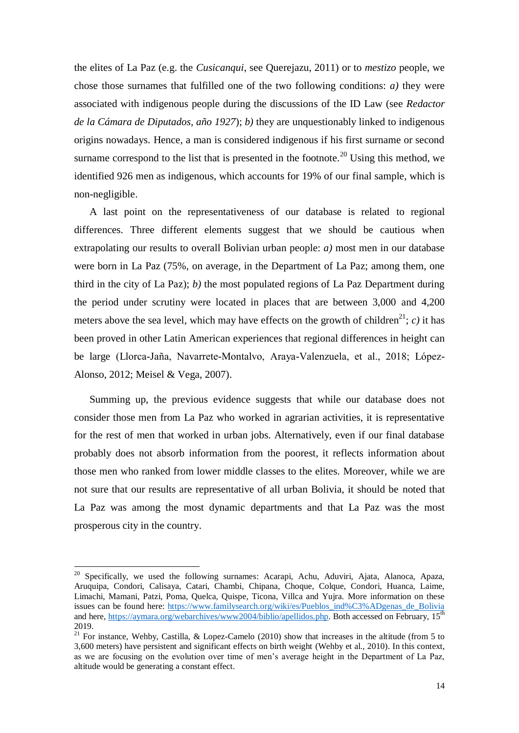the elites of La Paz (e.g. the *Cusicanqui*, see Querejazu, 2011) or to *mestizo* people, we chose those surnames that fulfilled one of the two following conditions: *a)* they were associated with indigenous people during the discussions of the ID Law (see *Redactor de la Cámara de Diputados, año 1927*); *b)* they are unquestionably linked to indigenous origins nowadays. Hence, a man is considered indigenous if his first surname or second surname correspond to the list that is presented in the footnote.[20] Using this method, we identified 926 men as indigenous, which accounts for 19% of our final sample, which is non-negligible.

A last point on the representativeness of our database is related to regional differences. Three different elements suggest that we should be cautious when extrapolating our results to overall Bolivian urban people: *a)* most men in our database were born in La Paz (75%, on average, in the Department of La Paz; among them, one third in the city of La Paz); *b)* the most populated regions of La Paz Department during the period under scrutiny were located in places that are between 3,000 and 4,200 meters above the sea level, which may have effects on the growth of children[21]; *c)* it has been proved in other Latin American experiences that regional differences in height can be large (Llorca-Jaña, Navarrete-Montalvo, Araya-Valenzuela, et al., 2018; López-Alonso, 2012; Meisel & Vega, 2007).

Summing up, the previous evidence suggests that while our database does not consider those men from La Paz who worked in agrarian activities, it is representative for the rest of men that worked in urban jobs. Alternatively, even if our final database probably does not absorb information from the poorest, it reflects information about those men who ranked from lower middle classes to the elites. Moreover, while we are not sure that our results are representative of all urban Bolivia, it should be noted that La Paz was among the most dynamic departments and that La Paz was the most prosperous city in the country.

---

[20] Specifically, we used the following surnames: Acarapi, Achu, Aduviri, Ajata, Alanoca, Apaza, Aruquipa, Condori, Calisaya, Catari, Chambi, Chipana, Choque, Colque, Condori, Huanca, Laime, Limachi, Mamani, Patzi, Poma, Quelca, Quispe, Ticona, Villca and Yujra. More information on these issues can be found here: https://www.familysearch.org/wiki/es/Pueblos_ind%C3%ADgenas_de_Bolivia and here, https://aymara.org/webarchives/www2004/biblio/apellidos.php. Both accessed on February, 15th 2019.

[21] For instance, Wehby, Castilla, & Lopez-Camelo (2010) show that increases in the altitude (from 5 to 3,600 meters) have persistent and significant effects on birth weight (Wehby et al., 2010). In this context, as we are focusing on the evolution over time of men's average height in the Department of La Paz, altitude would be generating a constant effect.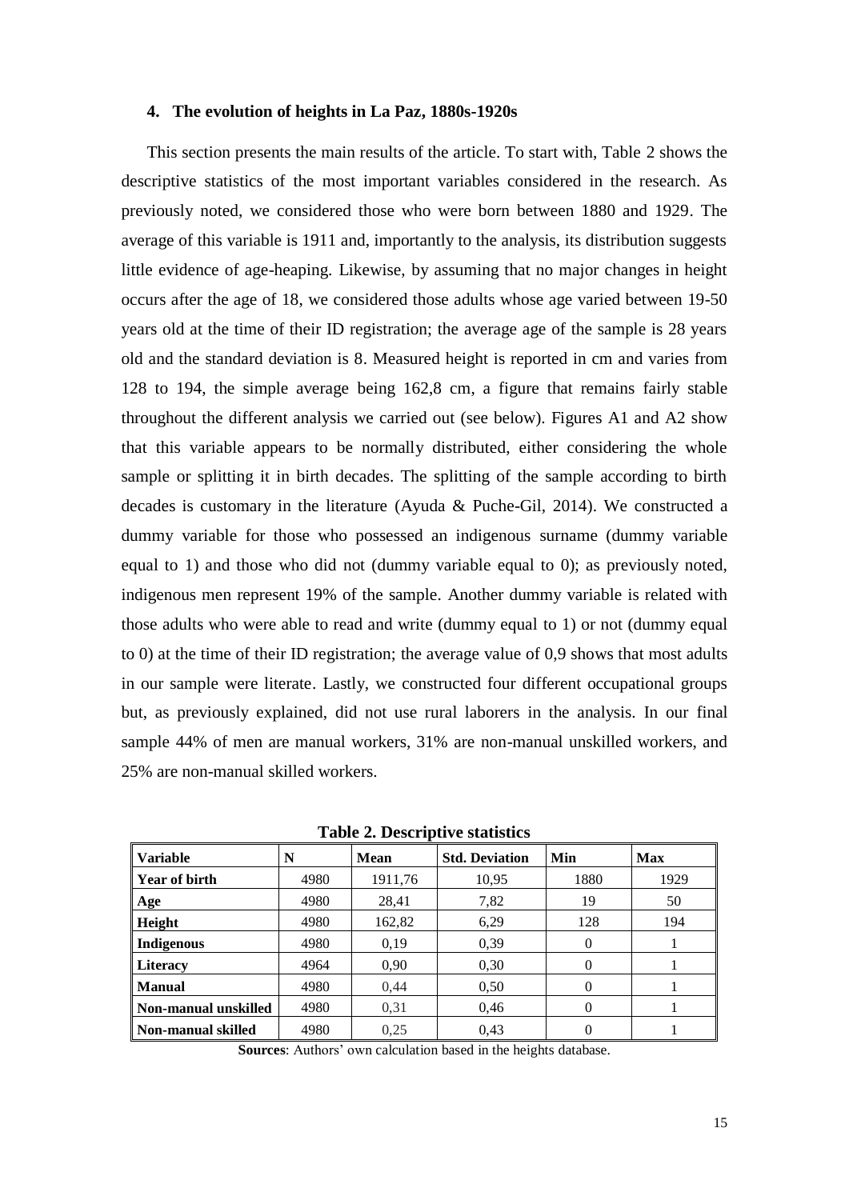## 4. The evolution of heights in La Paz, 1880s-1920s

This section presents the main results of the article. To start with, Table 2 shows the descriptive statistics of the most important variables considered in the research. As previously noted, we considered those who were born between 1880 and 1929. The average of this variable is 1911 and, importantly to the analysis, its distribution suggests little evidence of age-heaping. Likewise, by assuming that no major changes in height occurs after the age of 18, we considered those adults whose age varied between 19-50 years old at the time of their ID registration; the average age of the sample is 28 years old and the standard deviation is 8. Measured height is reported in cm and varies from 128 to 194, the simple average being 162,8 cm, a figure that remains fairly stable throughout the different analysis we carried out (see below). Figures A1 and A2 show that this variable appears to be normally distributed, either considering the whole sample or splitting it in birth decades. The splitting of the sample according to birth decades is customary in the literature (Ayuda & Puche-Gil, 2014). We constructed a dummy variable for those who possessed an indigenous surname (dummy variable equal to 1) and those who did not (dummy variable equal to 0); as previously noted, indigenous men represent 19% of the sample. Another dummy variable is related with those adults who were able to read and write (dummy equal to 1) or not (dummy equal to 0) at the time of their ID registration; the average value of 0,9 shows that most adults in our sample were literate. Lastly, we constructed four different occupational groups but, as previously explained, did not use rural laborers in the analysis. In our final sample 44% of men are manual workers, 31% are non-manual unskilled workers, and 25% are non-manual skilled workers.

**Table 2. Descriptive statistics**

| Variable | N | Mean | Std. Deviation | Min | Max |
|---|---|---|---|---|---|
| **Year of birth** | 4980 | 1911,76 | 10,95 | 1880 | 1929 |
| **Age** | 4980 | 28,41 | 7,82 | 19 | 50 |
| **Height** | 4980 | 162,82 | 6,29 | 128 | 194 |
| **Indigenous** | 4980 | 0,19 | 0,39 | 0 | 1 |
| **Literacy** | 4964 | 0,90 | 0,30 | 0 | 1 |
| **Manual** | 4980 | 0,44 | 0,50 | 0 | 1 |
| **Non-manual unskilled** | 4980 | 0,31 | 0,46 | 0 | 1 |
| **Non-manual skilled** | 4980 | 0,25 | 0,43 | 0 | 1 |

**Sources**: Authors' own calculation based in the heights database.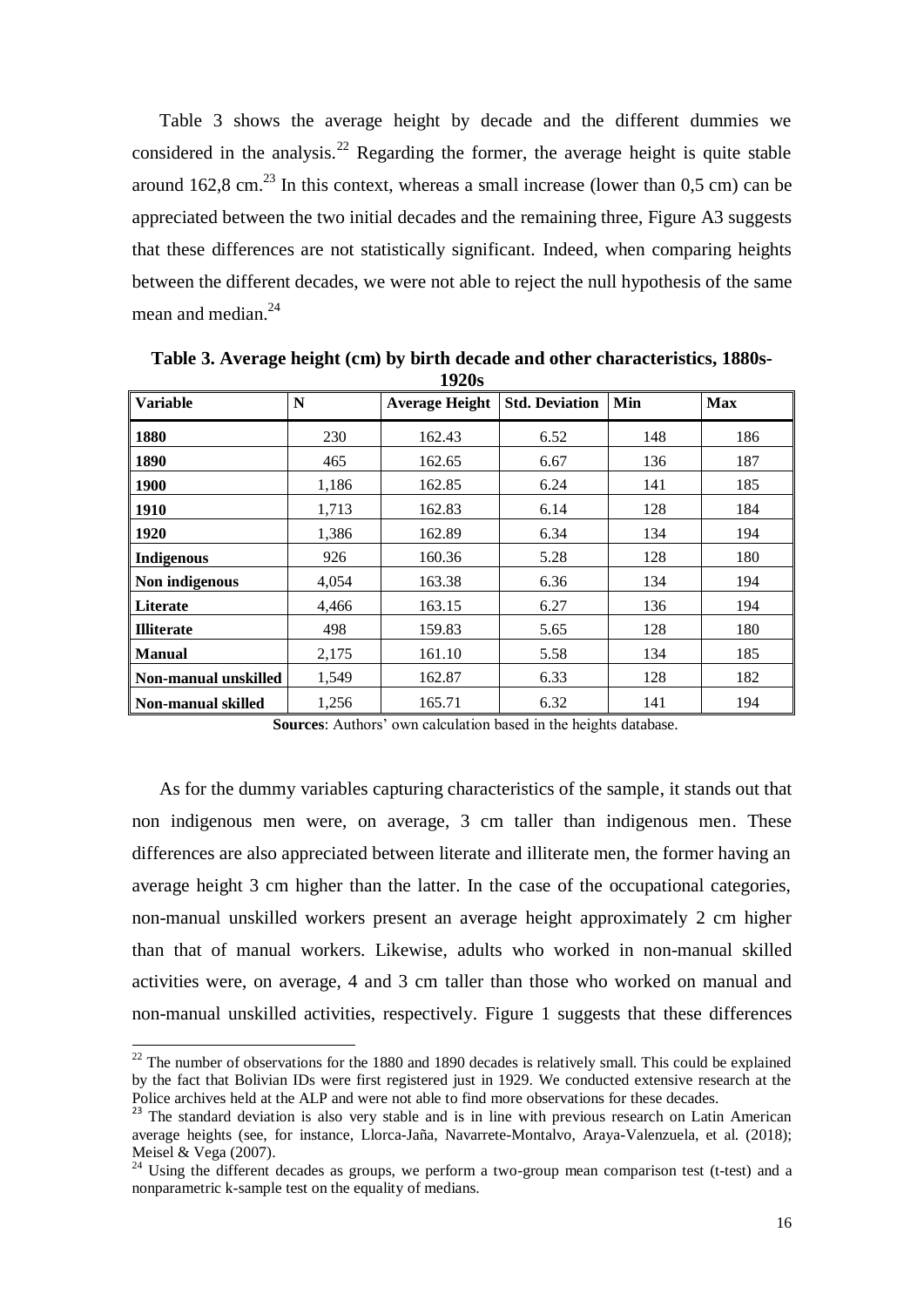Table 3 shows the average height by decade and the different dummies we considered in the analysis.[22] Regarding the former, the average height is quite stable around 162,8 cm.[23] In this context, whereas a small increase (lower than 0,5 cm) can be appreciated between the two initial decades and the remaining three, Figure A3 suggests that these differences are not statistically significant. Indeed, when comparing heights between the different decades, we were not able to reject the null hypothesis of the same mean and median.[24]

**Table 3. Average height (cm) by birth decade and other characteristics, 1880s-1920s**

| Variable | N | Average Height | Std. Deviation | Min | Max |
|---|---|---|---|---|---|
| **1880** | 230 | 162.43 | 6.52 | 148 | 186 |
| **1890** | 465 | 162.65 | 6.67 | 136 | 187 |
| **1900** | 1,186 | 162.85 | 6.24 | 141 | 185 |
| **1910** | 1,713 | 162.83 | 6.14 | 128 | 184 |
| **1920** | 1,386 | 162.89 | 6.34 | 134 | 194 |
| **Indigenous** | 926 | 160.36 | 5.28 | 128 | 180 |
| **Non indigenous** | 4,054 | 163.38 | 6.36 | 134 | 194 |
| **Literate** | 4,466 | 163.15 | 6.27 | 136 | 194 |
| **Illiterate** | 498 | 159.83 | 5.65 | 128 | 180 |
| **Manual** | 2,175 | 161.10 | 5.58 | 134 | 185 |
| **Non-manual unskilled** | 1,549 | 162.87 | 6.33 | 128 | 182 |
| **Non-manual skilled** | 1,256 | 165.71 | 6.32 | 141 | 194 |

**Sources**: Authors' own calculation based in the heights database.

As for the dummy variables capturing characteristics of the sample, it stands out that non indigenous men were, on average, 3 cm taller than indigenous men. These differences are also appreciated between literate and illiterate men, the former having an average height 3 cm higher than the latter. In the case of the occupational categories, non-manual unskilled workers present an average height approximately 2 cm higher than that of manual workers. Likewise, adults who worked in non-manual skilled activities were, on average, 4 and 3 cm taller than those who worked on manual and non-manual unskilled activities, respectively. Figure 1 suggests that these differences

[22] The number of observations for the 1880 and 1890 decades is relatively small. This could be explained by the fact that Bolivian IDs were first registered just in 1929. We conducted extensive research at the Police archives held at the ALP and were not able to find more observations for these decades.

[23] The standard deviation is also very stable and is in line with previous research on Latin American average heights (see, for instance, Llorca-Jaña, Navarrete-Montalvo, Araya-Valenzuela, et al. (2018); Meisel & Vega (2007).

[24] Using the different decades as groups, we perform a two-group mean comparison test (t-test) and a nonparametric k-sample test on the equality of medians.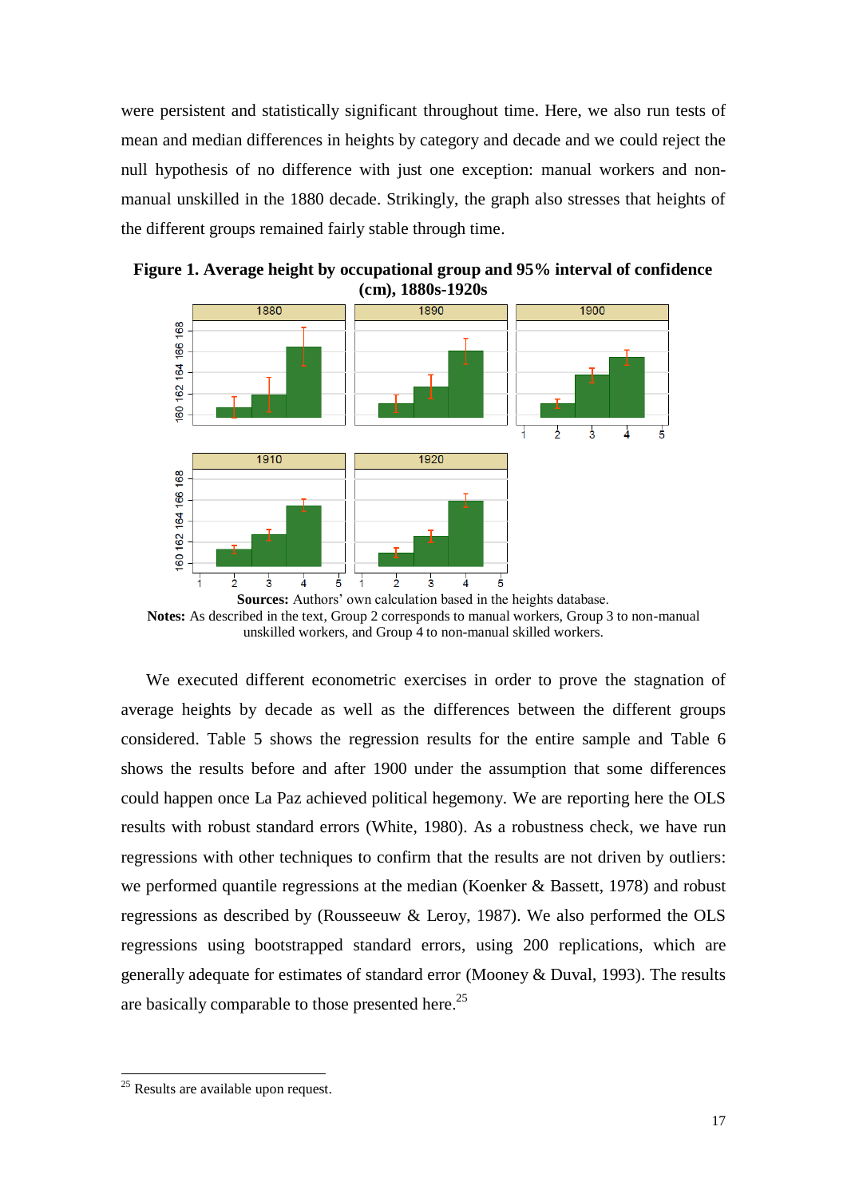were persistent and statistically significant throughout time. Here, we also run tests of mean and median differences in heights by category and decade and we could reject the null hypothesis of no difference with just one exception: manual workers and non-manual unskilled in the 1880 decade. Strikingly, the graph also stresses that heights of the different groups remained fairly stable through time.

**Figure 1. Average height by occupational group and 95% interval of confidence (cm), 1880s-1920s**

**Sources:** Authors' own calculation based in the heights database.
**Notes:** As described in the text, Group 2 corresponds to manual workers, Group 3 to non-manual unskilled workers, and Group 4 to non-manual skilled workers.

We executed different econometric exercises in order to prove the stagnation of average heights by decade as well as the differences between the different groups considered. Table 5 shows the regression results for the entire sample and Table 6 shows the results before and after 1900 under the assumption that some differences could happen once La Paz achieved political hegemony. We are reporting here the OLS results with robust standard errors (White, 1980). As a robustness check, we have run regressions with other techniques to confirm that the results are not driven by outliers: we performed quantile regressions at the median (Koenker & Bassett, 1978) and robust regressions as described by (Rousseeuw & Leroy, 1987). We also performed the OLS regressions using bootstrapped standard errors, using 200 replications, which are generally adequate for estimates of standard error (Mooney & Duval, 1993). The results are basically comparable to those presented here.[25]

[25] Results are available upon request.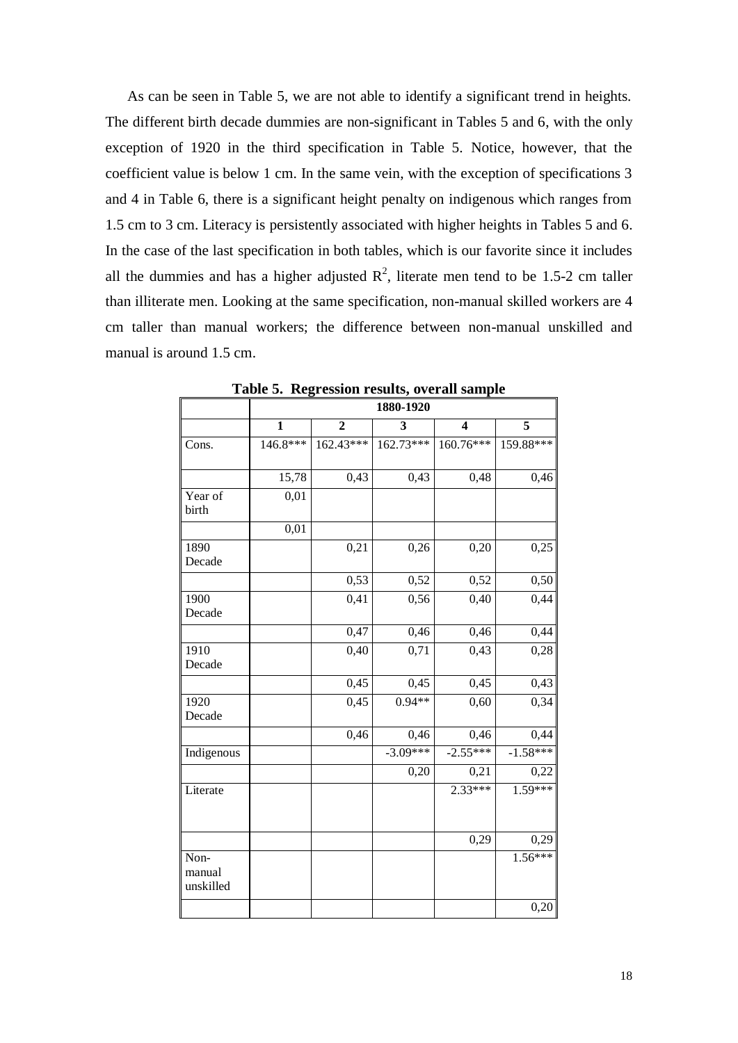As can be seen in Table 5, we are not able to identify a significant trend in heights. The different birth decade dummies are non-significant in Tables 5 and 6, with the only exception of 1920 in the third specification in Table 5. Notice, however, that the coefficient value is below 1 cm. In the same vein, with the exception of specifications 3 and 4 in Table 6, there is a significant height penalty on indigenous which ranges from 1.5 cm to 3 cm. Literacy is persistently associated with higher heights in Tables 5 and 6. In the case of the last specification in both tables, which is our favorite since it includes all the dummies and has a higher adjusted $R^2$, literate men tend to be 1.5-2 cm taller than illiterate men. Looking at the same specification, non-manual skilled workers are 4 cm taller than manual workers; the difference between non-manual unskilled and manual is around 1.5 cm.

**Table 5. Regression results, overall sample**

| | 1880-1920 | | | | |
|---|---|---|---|---|---|
| | **1** | **2** | **3** | **4** | **5** |
| Cons. | 146.8*** | 162.43*** | 162.73*** | 160.76*** | 159.88*** |
| | 15,78 | 0,43 | 0,43 | 0,48 | 0,46 |
| Year of birth | 0,01 | | | | |
| | 0,01 | | | | |
| 1890 Decade | | 0,21 | 0,26 | 0,20 | 0,25 |
| | | 0,53 | 0,52 | 0,52 | 0,50 |
| 1900 Decade | | 0,41 | 0,56 | 0,40 | 0,44 |
| | | 0,47 | 0,46 | 0,46 | 0,44 |
| 1910 Decade | | 0,40 | 0,71 | 0,43 | 0,28 |
| | | 0,45 | 0,45 | 0,45 | 0,43 |
| 1920 Decade | | 0,45 | 0.94** | 0,60 | 0,34 |
| | | 0,46 | 0,46 | 0,46 | 0,44 |
| Indigenous | | | -3.09*** | -2.55*** | -1.58*** |
| | | | 0,20 | 0,21 | 0,22 |
| Literate | | | | 2.33*** | 1.59*** |
| | | | | 0,29 | 0,29 |
| Non-manual unskilled | | | | | 1.56*** |
| | | | | | 0,20 |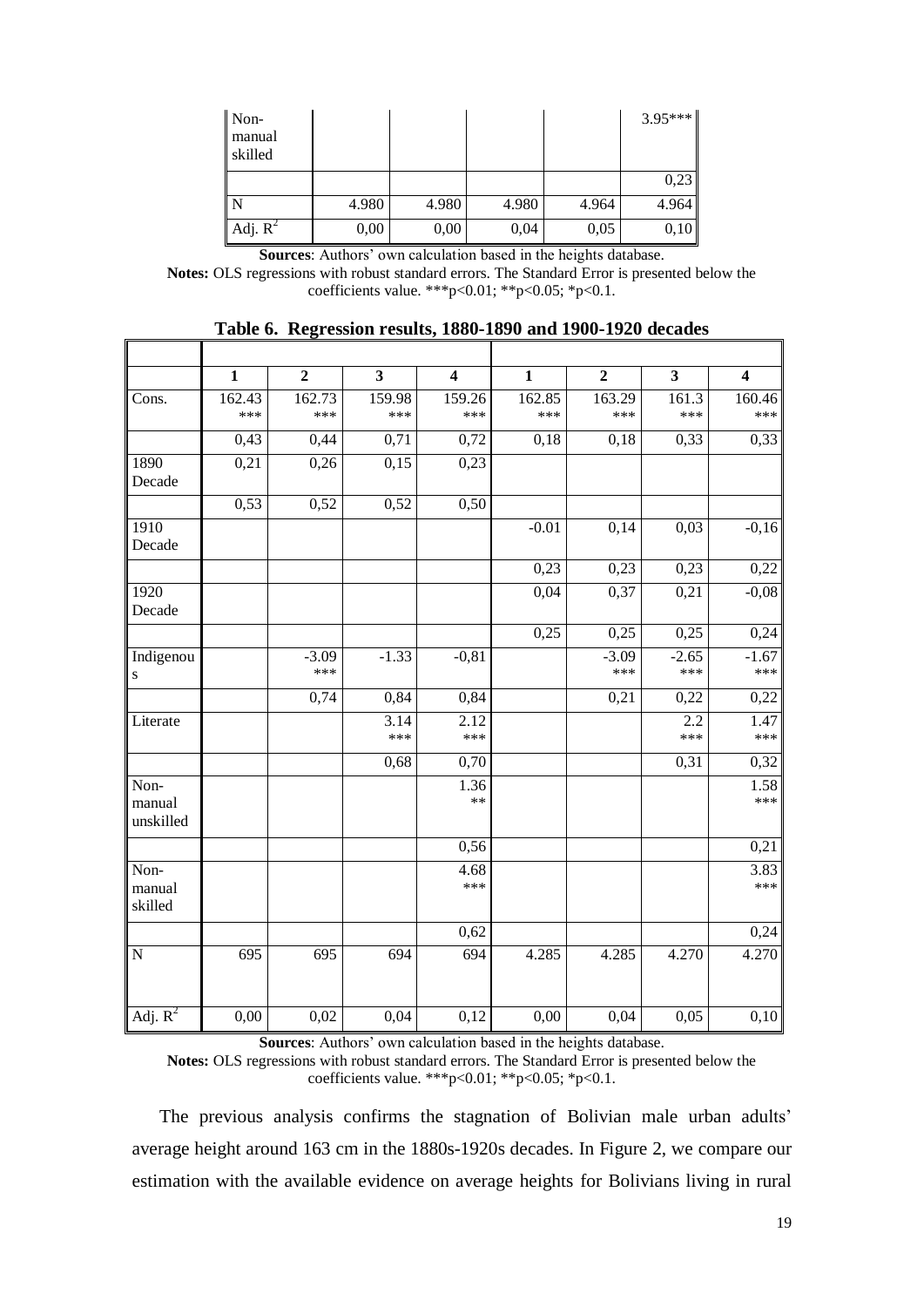| Non-manual skilled | | | | | 3.95*** |
|---|---|---|---|---|---|
| | | | | | 0,23 |
| N | 4.980 | 4.980 | 4.980 | 4.964 | 4.964 |
| Adj. $R^2$ | 0,00 | 0,00 | 0,04 | 0,05 | 0,10 |

**Sources**: Authors' own calculation based in the heights database.
**Notes:** OLS regressions with robust standard errors. The Standard Error is presented below the coefficients value. ***p<0.01; **p<0.05; *p<0.1.

**Table 6. Regression results, 1880-1890 and 1900-1920 decades**

| | 1 | 2 | 3 | 4 | 1 | 2 | 3 | 4 |
|---|---|---|---|---|---|---|---|---|
| Cons. | 162.43 *** | 162.73 *** | 159.98 *** | 159.26 *** | 162.85 *** | 163.29 *** | 161.3 *** | 160.46 *** |
| | 0,43 | 0,44 | 0,71 | 0,72 | 0,18 | 0,18 | 0,33 | 0,33 |
| 1890 Decade | 0,21 | 0,26 | 0,15 | 0,23 | | | | |
| | 0,53 | 0,52 | 0,52 | 0,50 | | | | |
| 1910 Decade | | | | | -0.01 | 0,14 | 0,03 | -0,16 |
| | | | | | 0,23 | 0,23 | 0,23 | 0,22 |
| 1920 Decade | | | | | 0,04 | 0,37 | 0,21 | -0,08 |
| | | | | | 0,25 | 0,25 | 0,25 | 0,24 |
| Indigenous | | -3.09 *** | -1.33 | -0,81 | | -3.09 *** | -2.65 *** | -1.67 *** |
| | | 0,74 | 0,84 | 0,84 | | 0,21 | 0,22 | 0,22 |
| Literate | | | 3.14 *** | 2.12 *** | | | 2.2 *** | 1.47 *** |
| | | | 0,68 | 0,70 | | | 0,31 | 0,32 |
| Non-manual unskilled | | | | 1.36 ** | | | | 1.58 *** |
| | | | | 0,56 | | | | 0,21 |
| Non-manual skilled | | | | 4.68 *** | | | | 3.83 *** |
| | | | | 0,62 | | | | 0,24 |
| N | 695 | 695 | 694 | 694 | 4.285 | 4.285 | 4.270 | 4.270 |
| Adj. $R^2$ | 0,00 | 0,02 | 0,04 | 0,12 | 0,00 | 0,04 | 0,05 | 0,10 |

**Sources**: Authors' own calculation based in the heights database.
**Notes:** OLS regressions with robust standard errors. The Standard Error is presented below the coefficients value. ***p<0.01; **p<0.05; *p<0.1.

The previous analysis confirms the stagnation of Bolivian male urban adults' average height around 163 cm in the 1880s-1920s decades. In Figure 2, we compare our estimation with the available evidence on average heights for Bolivians living in rural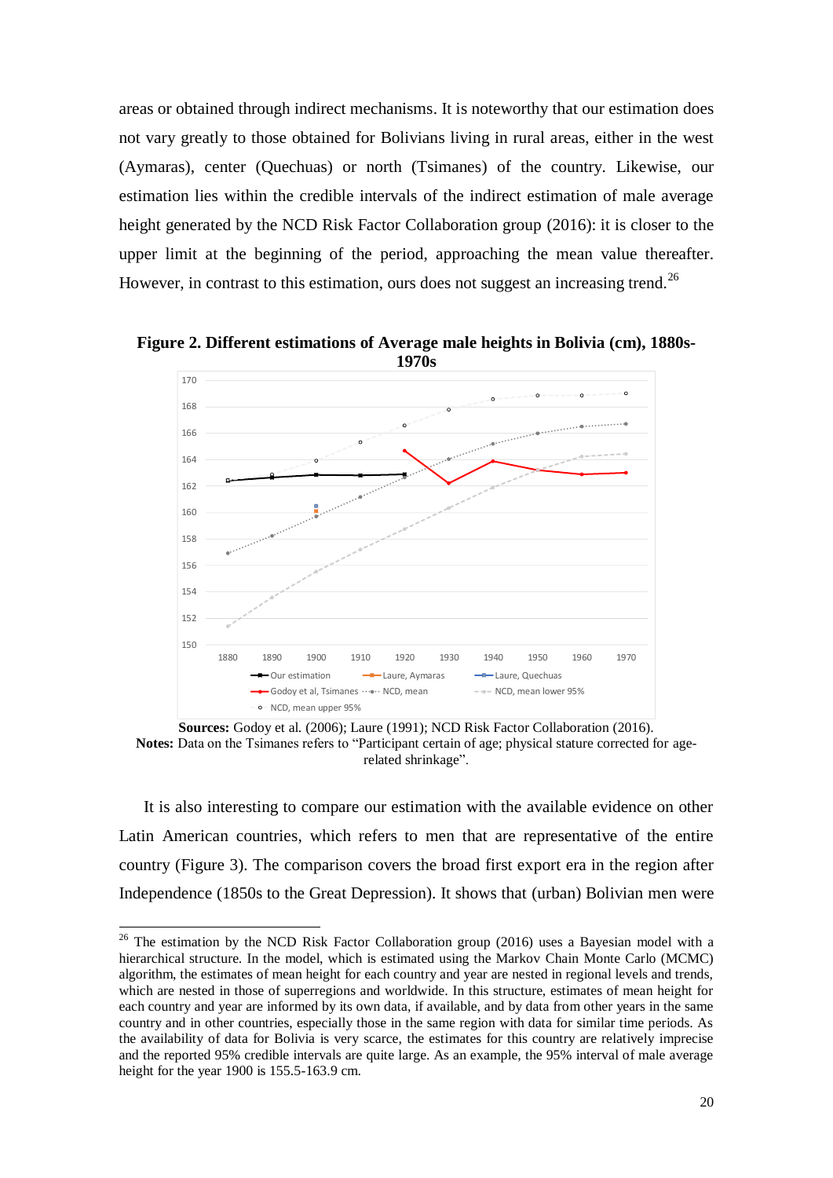areas or obtained through indirect mechanisms. It is noteworthy that our estimation does not vary greatly to those obtained for Bolivians living in rural areas, either in the west (Aymaras), center (Quechuas) or north (Tsimanes) of the country. Likewise, our estimation lies within the credible intervals of the indirect estimation of male average height generated by the NCD Risk Factor Collaboration group (2016): it is closer to the upper limit at the beginning of the period, approaching the mean value thereafter. However, in contrast to this estimation, ours does not suggest an increasing trend.[26]

**Figure 2. Different estimations of Average male heights in Bolivia (cm), 1880s-1970s**

**Sources:** Godoy et al. (2006); Laure (1991); NCD Risk Factor Collaboration (2016).
**Notes:** Data on the Tsimanes refers to "Participant certain of age; physical stature corrected for age-related shrinkage".

It is also interesting to compare our estimation with the available evidence on other Latin American countries, which refers to men that are representative of the entire country (Figure 3). The comparison covers the broad first export era in the region after Independence (1850s to the Great Depression). It shows that (urban) Bolivian men were

[26] The estimation by the NCD Risk Factor Collaboration group (2016) uses a Bayesian model with a hierarchical structure. In the model, which is estimated using the Markov Chain Monte Carlo (MCMC) algorithm, the estimates of mean height for each country and year are nested in regional levels and trends, which are nested in those of superregions and worldwide. In this structure, estimates of mean height for each country and year are informed by its own data, if available, and by data from other years in the same country and in other countries, especially those in the same region with data for similar time periods. As the availability of data for Bolivia is very scarce, the estimates for this country are relatively imprecise and the reported 95% credible intervals are quite large. As an example, the 95% interval of male average height for the year 1900 is 155.5-163.9 cm.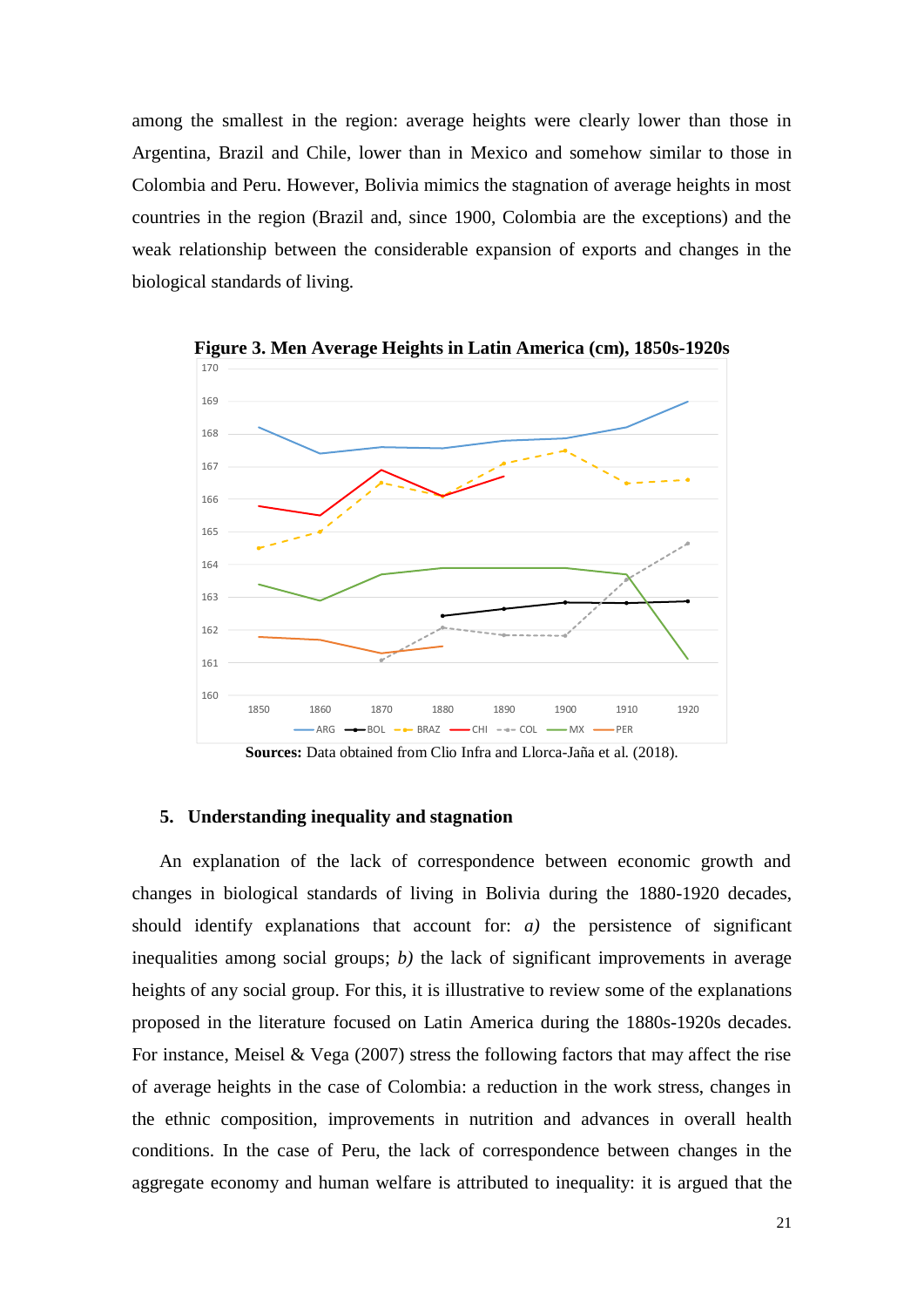among the smallest in the region: average heights were clearly lower than those in Argentina, Brazil and Chile, lower than in Mexico and somehow similar to those in Colombia and Peru. However, Bolivia mimics the stagnation of average heights in most countries in the region (Brazil and, since 1900, Colombia are the exceptions) and the weak relationship between the considerable expansion of exports and changes in the biological standards of living.

**Figure 3. Men Average Heights in Latin America (cm), 1850s-1920s**

**Sources:** Data obtained from Clio Infra and Llorca-Jaña et al. (2018).

## 5. Understanding inequality and stagnation

An explanation of the lack of correspondence between economic growth and changes in biological standards of living in Bolivia during the 1880-1920 decades, should identify explanations that account for: *a)* the persistence of significant inequalities among social groups; *b)* the lack of significant improvements in average heights of any social group. For this, it is illustrative to review some of the explanations proposed in the literature focused on Latin America during the 1880s-1920s decades. For instance, Meisel & Vega (2007) stress the following factors that may affect the rise of average heights in the case of Colombia: a reduction in the work stress, changes in the ethnic composition, improvements in nutrition and advances in overall health conditions. In the case of Peru, the lack of correspondence between changes in the aggregate economy and human welfare is attributed to inequality: it is argued that the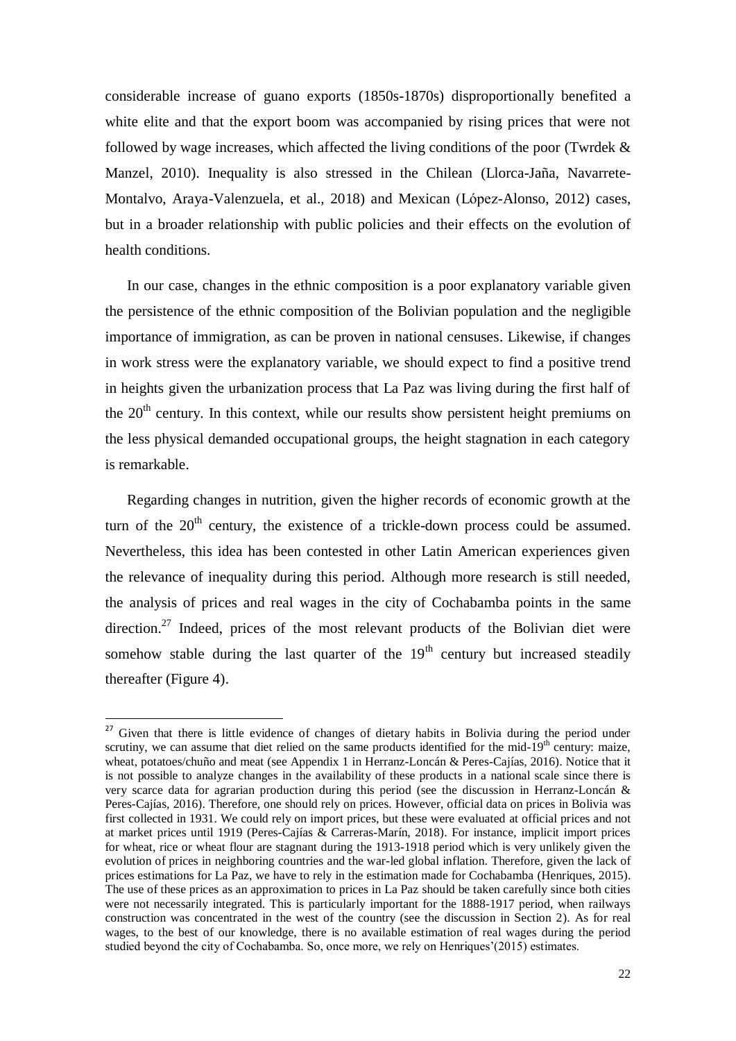considerable increase of guano exports (1850s-1870s) disproportionally benefited a white elite and that the export boom was accompanied by rising prices that were not followed by wage increases, which affected the living conditions of the poor (Twrdek & Manzel, 2010). Inequality is also stressed in the Chilean (Llorca-Jaña, Navarrete-Montalvo, Araya-Valenzuela, et al., 2018) and Mexican (López-Alonso, 2012) cases, but in a broader relationship with public policies and their effects on the evolution of health conditions.

In our case, changes in the ethnic composition is a poor explanatory variable given the persistence of the ethnic composition of the Bolivian population and the negligible importance of immigration, as can be proven in national censuses. Likewise, if changes in work stress were the explanatory variable, we should expect to find a positive trend in heights given the urbanization process that La Paz was living during the first half of the 20th century. In this context, while our results show persistent height premiums on the less physical demanded occupational groups, the height stagnation in each category is remarkable.

Regarding changes in nutrition, given the higher records of economic growth at the turn of the 20th century, the existence of a trickle-down process could be assumed. Nevertheless, this idea has been contested in other Latin American experiences given the relevance of inequality during this period. Although more research is still needed, the analysis of prices and real wages in the city of Cochabamba points in the same direction.[27] Indeed, prices of the most relevant products of the Bolivian diet were somehow stable during the last quarter of the 19th century but increased steadily thereafter (Figure 4).

---

[27] Given that there is little evidence of changes of dietary habits in Bolivia during the period under scrutiny, we can assume that diet relied on the same products identified for the mid-19th century: maize, wheat, potatoes/chuño and meat (see Appendix 1 in Herranz-Loncán & Peres-Cajías, 2016). Notice that it is not possible to analyze changes in the availability of these products in a national scale since there is very scarce data for agrarian production during this period (see the discussion in Herranz-Loncán & Peres-Cajías, 2016). Therefore, one should rely on prices. However, official data on prices in Bolivia was first collected in 1931. We could rely on import prices, but these were evaluated at official prices and not at market prices until 1919 (Peres-Cajías & Carreras-Marín, 2018). For instance, implicit import prices for wheat, rice or wheat flour are stagnant during the 1913-1918 period which is very unlikely given the evolution of prices in neighboring countries and the war-led global inflation. Therefore, given the lack of prices estimations for La Paz, we have to rely in the estimation made for Cochabamba (Henriques, 2015). The use of these prices as an approximation to prices in La Paz should be taken carefully since both cities were not necessarily integrated. This is particularly important for the 1888-1917 period, when railways construction was concentrated in the west of the country (see the discussion in Section 2). As for real wages, to the best of our knowledge, there is no available estimation of real wages during the period studied beyond the city of Cochabamba. So, once more, we rely on Henriques'(2015) estimates.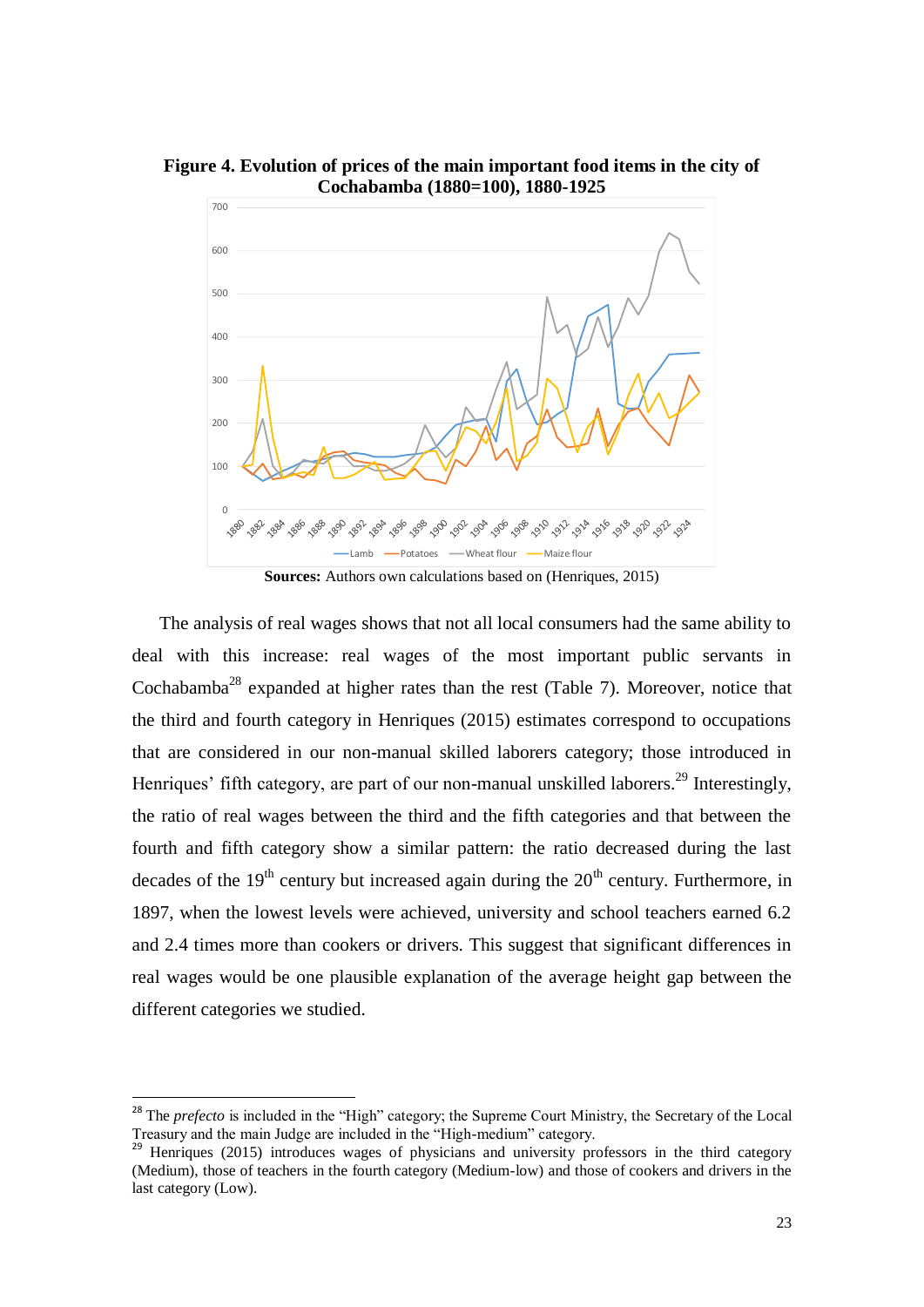**Figure 4. Evolution of prices of the main important food items in the city of Cochabamba (1880=100), 1880-1925**

**Sources:** Authors own calculations based on (Henriques, 2015)

The analysis of real wages shows that not all local consumers had the same ability to deal with this increase: real wages of the most important public servants in Cochabamba[28] expanded at higher rates than the rest (Table 7). Moreover, notice that the third and fourth category in Henriques (2015) estimates correspond to occupations that are considered in our non-manual skilled laborers category; those introduced in Henriques' fifth category, are part of our non-manual unskilled laborers.[29] Interestingly, the ratio of real wages between the third and the fifth categories and that between the fourth and fifth category show a similar pattern: the ratio decreased during the last decades of the 19th century but increased again during the 20th century. Furthermore, in 1897, when the lowest levels were achieved, university and school teachers earned 6.2 and 2.4 times more than cookers or drivers. This suggest that significant differences in real wages would be one plausible explanation of the average height gap between the different categories we studied.

---

[28] The *prefecto* is included in the "High" category; the Supreme Court Ministry, the Secretary of the Local Treasury and the main Judge are included in the "High-medium" category.

[29] Henriques (2015) introduces wages of physicians and university professors in the third category (Medium), those of teachers in the fourth category (Medium-low) and those of cookers and drivers in the last category (Low).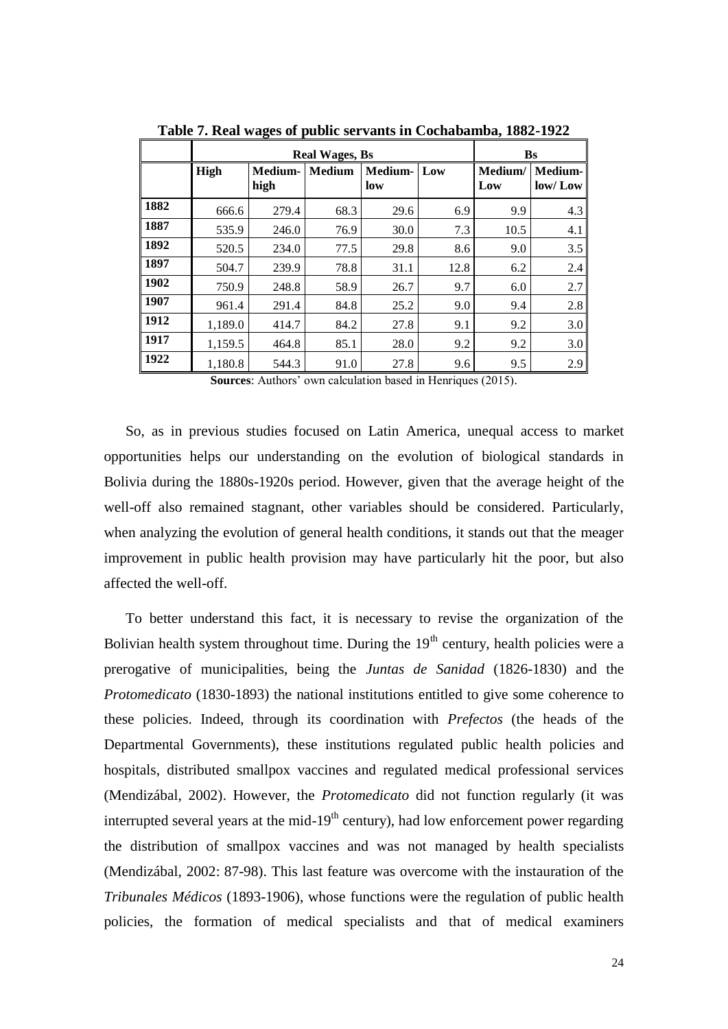**Table 7. Real wages of public servants in Cochabamba, 1882-1922**

| | Real Wages, Bs | | | | | Bs | |
|---|---|---|---|---|---|---|---|
| | **High** | **Medium-high** | **Medium** | **Medium-low** | **Low** | **Medium/ Low** | **Medium-low/ Low** |
| **1882** | 666.6 | 279.4 | 68.3 | 29.6 | 6.9 | 9.9 | 4.3 |
| **1887** | 535.9 | 246.0 | 76.9 | 30.0 | 7.3 | 10.5 | 4.1 |
| **1892** | 520.5 | 234.0 | 77.5 | 29.8 | 8.6 | 9.0 | 3.5 |
| **1897** | 504.7 | 239.9 | 78.8 | 31.1 | 12.8 | 6.2 | 2.4 |
| **1902** | 750.9 | 248.8 | 58.9 | 26.7 | 9.7 | 6.0 | 2.7 |
| **1907** | 961.4 | 291.4 | 84.8 | 25.2 | 9.0 | 9.4 | 2.8 |
| **1912** | 1,189.0 | 414.7 | 84.2 | 27.8 | 9.1 | 9.2 | 3.0 |
| **1917** | 1,159.5 | 464.8 | 85.1 | 28.0 | 9.2 | 9.2 | 3.0 |
| **1922** | 1,180.8 | 544.3 | 91.0 | 27.8 | 9.6 | 9.5 | 2.9 |

**Sources**: Authors' own calculation based in Henriques (2015).

So, as in previous studies focused on Latin America, unequal access to market opportunities helps our understanding on the evolution of biological standards in Bolivia during the 1880s-1920s period. However, given that the average height of the well-off also remained stagnant, other variables should be considered. Particularly, when analyzing the evolution of general health conditions, it stands out that the meager improvement in public health provision may have particularly hit the poor, but also affected the well-off.

To better understand this fact, it is necessary to revise the organization of the Bolivian health system throughout time. During the 19th century, health policies were a prerogative of municipalities, being the *Juntas de Sanidad* (1826-1830) and the *Protomedicato* (1830-1893) the national institutions entitled to give some coherence to these policies. Indeed, through its coordination with *Prefectos* (the heads of the Departmental Governments), these institutions regulated public health policies and hospitals, distributed smallpox vaccines and regulated medical professional services (Mendizábal, 2002). However, the *Protomedicato* did not function regularly (it was interrupted several years at the mid-19th century), had low enforcement power regarding the distribution of smallpox vaccines and was not managed by health specialists (Mendizábal, 2002: 87-98). This last feature was overcome with the instauration of the *Tribunales Médicos* (1893-1906), whose functions were the regulation of public health policies, the formation of medical specialists and that of medical examiners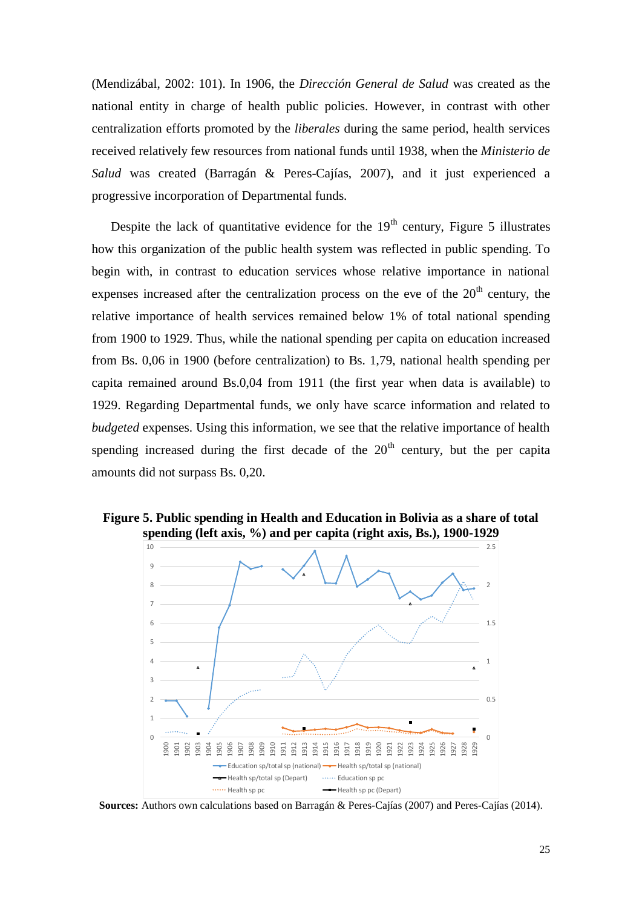(Mendizábal, 2002: 101). In 1906, the *Dirección General de Salud* was created as the national entity in charge of health public policies. However, in contrast with other centralization efforts promoted by the *liberales* during the same period, health services received relatively few resources from national funds until 1938, when the *Ministerio de Salud* was created (Barragán & Peres-Cajías, 2007), and it just experienced a progressive incorporation of Departmental funds.

Despite the lack of quantitative evidence for the 19th century, Figure 5 illustrates how this organization of the public health system was reflected in public spending. To begin with, in contrast to education services whose relative importance in national expenses increased after the centralization process on the eve of the 20th century, the relative importance of health services remained below 1% of total national spending from 1900 to 1929. Thus, while the national spending per capita on education increased from Bs. 0,06 in 1900 (before centralization) to Bs. 1,79, national health spending per capita remained around Bs.0,04 from 1911 (the first year when data is available) to 1929. Regarding Departmental funds, we only have scarce information and related to *budgeted* expenses. Using this information, we see that the relative importance of health spending increased during the first decade of the 20th century, but the per capita amounts did not surpass Bs. 0,20.

**Figure 5. Public spending in Health and Education in Bolivia as a share of total spending (left axis, %) and per capita (right axis, Bs.), 1900-1929**

**Sources:** Authors own calculations based on Barragán & Peres-Cajías (2007) and Peres-Cajías (2014).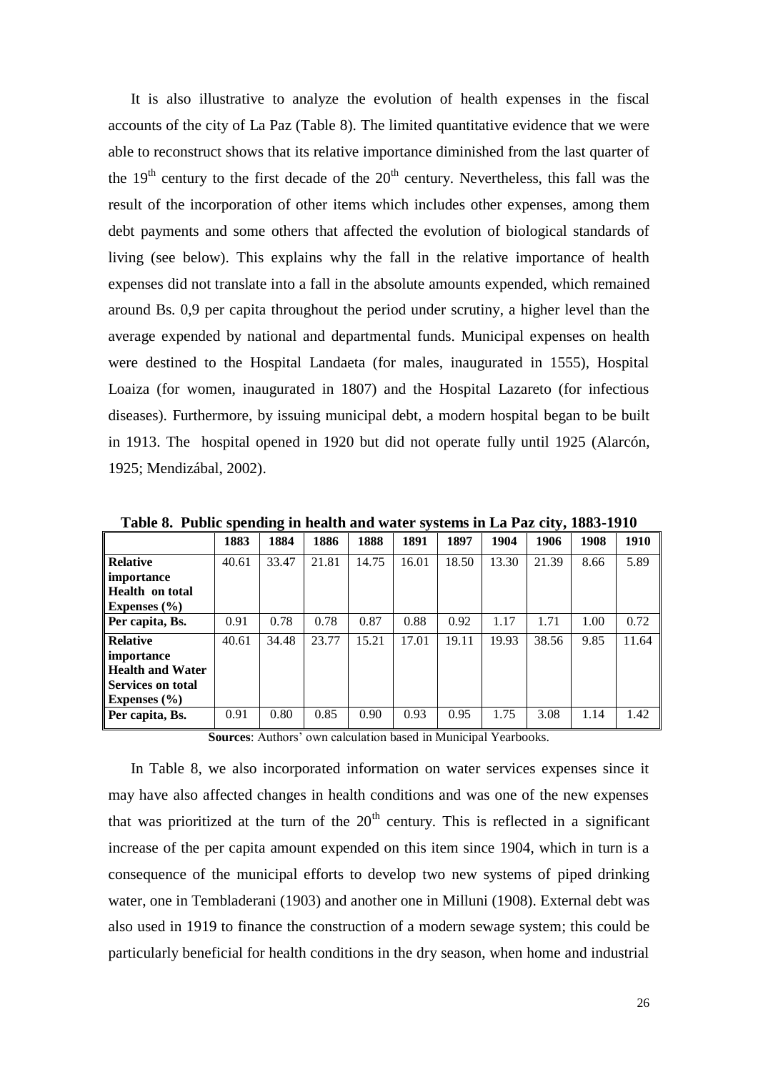It is also illustrative to analyze the evolution of health expenses in the fiscal accounts of the city of La Paz (Table 8). The limited quantitative evidence that we were able to reconstruct shows that its relative importance diminished from the last quarter of the 19th century to the first decade of the 20th century. Nevertheless, this fall was the result of the incorporation of other items which includes other expenses, among them debt payments and some others that affected the evolution of biological standards of living (see below). This explains why the fall in the relative importance of health expenses did not translate into a fall in the absolute amounts expended, which remained around Bs. 0,9 per capita throughout the period under scrutiny, a higher level than the average expended by national and departmental funds. Municipal expenses on health were destined to the Hospital Landaeta (for males, inaugurated in 1555), Hospital Loaiza (for women, inaugurated in 1807) and the Hospital Lazareto (for infectious diseases). Furthermore, by issuing municipal debt, a modern hospital began to be built in 1913. The hospital opened in 1920 but did not operate fully until 1925 (Alarcón, 1925; Mendizábal, 2002).

**Table 8. Public spending in health and water systems in La Paz city, 1883-1910**

| | 1883 | 1884 | 1886 | 1888 | 1891 | 1897 | 1904 | 1906 | 1908 | 1910 |
|---|---|---|---|---|---|---|---|---|---|---|
| **Relative importance Health on total Expenses (%)** | 40.61 | 33.47 | 21.81 | 14.75 | 16.01 | 18.50 | 13.30 | 21.39 | 8.66 | 5.89 |
| **Per capita, Bs.** | 0.91 | 0.78 | 0.78 | 0.87 | 0.88 | 0.92 | 1.17 | 1.71 | 1.00 | 0.72 |
| **Relative importance Health and Water Services on total Expenses (%)** | 40.61 | 34.48 | 23.77 | 15.21 | 17.01 | 19.11 | 19.93 | 38.56 | 9.85 | 11.64 |
| **Per capita, Bs.** | 0.91 | 0.80 | 0.85 | 0.90 | 0.93 | 0.95 | 1.75 | 3.08 | 1.14 | 1.42 |

**Sources**: Authors' own calculation based in Municipal Yearbooks.

In Table 8, we also incorporated information on water services expenses since it may have also affected changes in health conditions and was one of the new expenses that was prioritized at the turn of the 20th century. This is reflected in a significant increase of the per capita amount expended on this item since 1904, which in turn is a consequence of the municipal efforts to develop two new systems of piped drinking water, one in Tembladerani (1903) and another one in Milluni (1908). External debt was also used in 1919 to finance the construction of a modern sewage system; this could be particularly beneficial for health conditions in the dry season, when home and industrial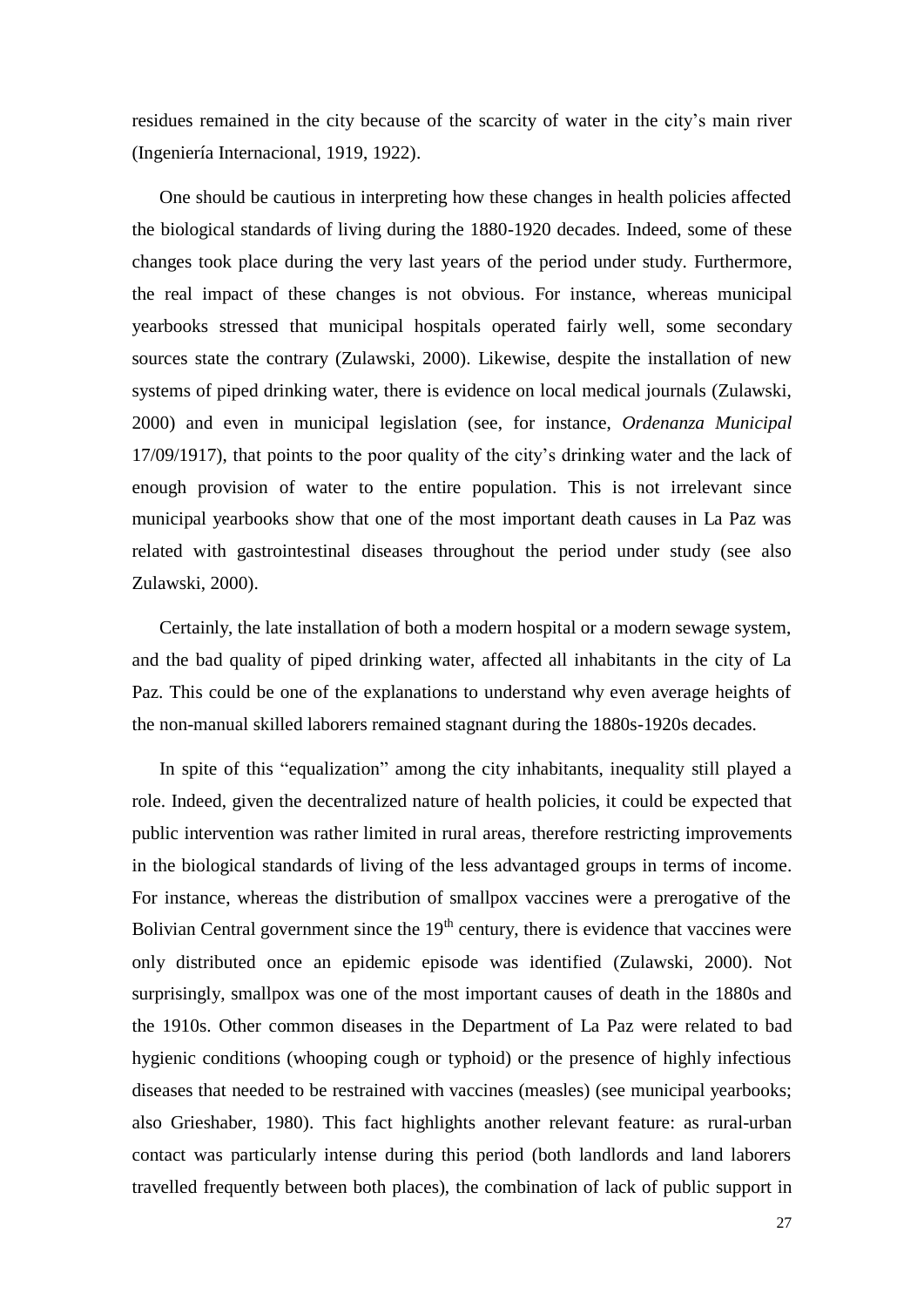residues remained in the city because of the scarcity of water in the city's main river (Ingeniería Internacional, 1919, 1922).

One should be cautious in interpreting how these changes in health policies affected the biological standards of living during the 1880-1920 decades. Indeed, some of these changes took place during the very last years of the period under study. Furthermore, the real impact of these changes is not obvious. For instance, whereas municipal yearbooks stressed that municipal hospitals operated fairly well, some secondary sources state the contrary (Zulawski, 2000). Likewise, despite the installation of new systems of piped drinking water, there is evidence on local medical journals (Zulawski, 2000) and even in municipal legislation (see, for instance, *Ordenanza Municipal* 17/09/1917), that points to the poor quality of the city's drinking water and the lack of enough provision of water to the entire population. This is not irrelevant since municipal yearbooks show that one of the most important death causes in La Paz was related with gastrointestinal diseases throughout the period under study (see also Zulawski, 2000).

Certainly, the late installation of both a modern hospital or a modern sewage system, and the bad quality of piped drinking water, affected all inhabitants in the city of La Paz. This could be one of the explanations to understand why even average heights of the non-manual skilled laborers remained stagnant during the 1880s-1920s decades.

In spite of this "equalization" among the city inhabitants, inequality still played a role. Indeed, given the decentralized nature of health policies, it could be expected that public intervention was rather limited in rural areas, therefore restricting improvements in the biological standards of living of the less advantaged groups in terms of income. For instance, whereas the distribution of smallpox vaccines were a prerogative of the Bolivian Central government since the 19th century, there is evidence that vaccines were only distributed once an epidemic episode was identified (Zulawski, 2000). Not surprisingly, smallpox was one of the most important causes of death in the 1880s and the 1910s. Other common diseases in the Department of La Paz were related to bad hygienic conditions (whooping cough or typhoid) or the presence of highly infectious diseases that needed to be restrained with vaccines (measles) (see municipal yearbooks; also Grieshaber, 1980). This fact highlights another relevant feature: as rural-urban contact was particularly intense during this period (both landlords and land laborers travelled frequently between both places), the combination of lack of public support in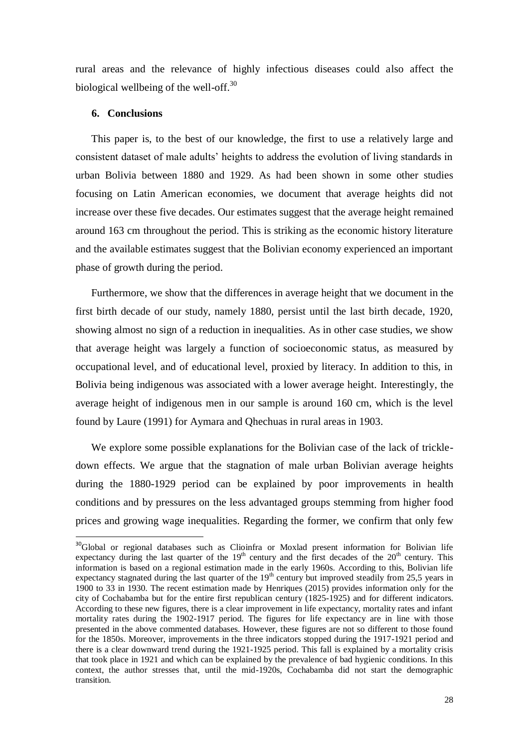rural areas and the relevance of highly infectious diseases could also affect the biological wellbeing of the well-off.[30]

## 6. Conclusions

This paper is, to the best of our knowledge, the first to use a relatively large and consistent dataset of male adults' heights to address the evolution of living standards in urban Bolivia between 1880 and 1929. As had been shown in some other studies focusing on Latin American economies, we document that average heights did not increase over these five decades. Our estimates suggest that the average height remained around 163 cm throughout the period. This is striking as the economic history literature and the available estimates suggest that the Bolivian economy experienced an important phase of growth during the period.

Furthermore, we show that the differences in average height that we document in the first birth decade of our study, namely 1880, persist until the last birth decade, 1920, showing almost no sign of a reduction in inequalities. As in other case studies, we show that average height was largely a function of socioeconomic status, as measured by occupational level, and of educational level, proxied by literacy. In addition to this, in Bolivia being indigenous was associated with a lower average height. Interestingly, the average height of indigenous men in our sample is around 160 cm, which is the level found by Laure (1991) for Aymara and Qhechuas in rural areas in 1903.

We explore some possible explanations for the Bolivian case of the lack of trickle-down effects. We argue that the stagnation of male urban Bolivian average heights during the 1880-1929 period can be explained by poor improvements in health conditions and by pressures on the less advantaged groups stemming from higher food prices and growing wage inequalities. Regarding the former, we confirm that only few

---

[30] Global or regional databases such as Clioinfra or Moxlad present information for Bolivian life expectancy during the last quarter of the 19th century and the first decades of the 20th century. This information is based on a regional estimation made in the early 1960s. According to this, Bolivian life expectancy stagnated during the last quarter of the 19th century but improved steadily from 25,5 years in 1900 to 33 in 1930. The recent estimation made by Henriques (2015) provides information only for the city of Cochabamba but for the entire first republican century (1825-1925) and for different indicators. According to these new figures, there is a clear improvement in life expectancy, mortality rates and infant mortality rates during the 1902-1917 period. The figures for life expectancy are in line with those presented in the above commented databases. However, these figures are not so different to those found for the 1850s. Moreover, improvements in the three indicators stopped during the 1917-1921 period and there is a clear downward trend during the 1921-1925 period. This fall is explained by a mortality crisis that took place in 1921 and which can be explained by the prevalence of bad hygienic conditions. In this context, the author stresses that, until the mid-1920s, Cochabamba did not start the demographic transition.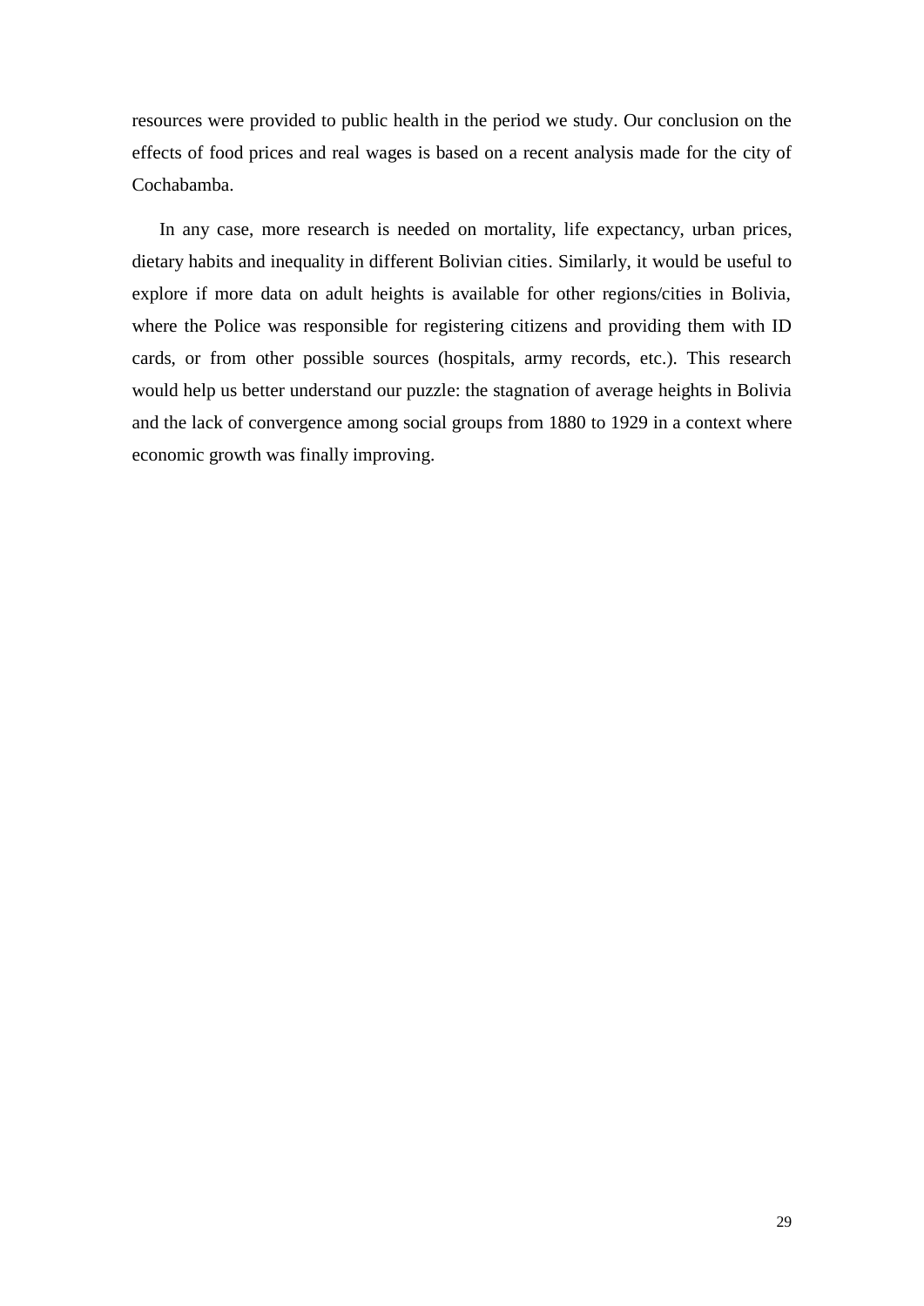resources were provided to public health in the period we study. Our conclusion on the effects of food prices and real wages is based on a recent analysis made for the city of Cochabamba.

In any case, more research is needed on mortality, life expectancy, urban prices, dietary habits and inequality in different Bolivian cities. Similarly, it would be useful to explore if more data on adult heights is available for other regions/cities in Bolivia, where the Police was responsible for registering citizens and providing them with ID cards, or from other possible sources (hospitals, army records, etc.). This research would help us better understand our puzzle: the stagnation of average heights in Bolivia and the lack of convergence among social groups from 1880 to 1929 in a context where economic growth was finally improving.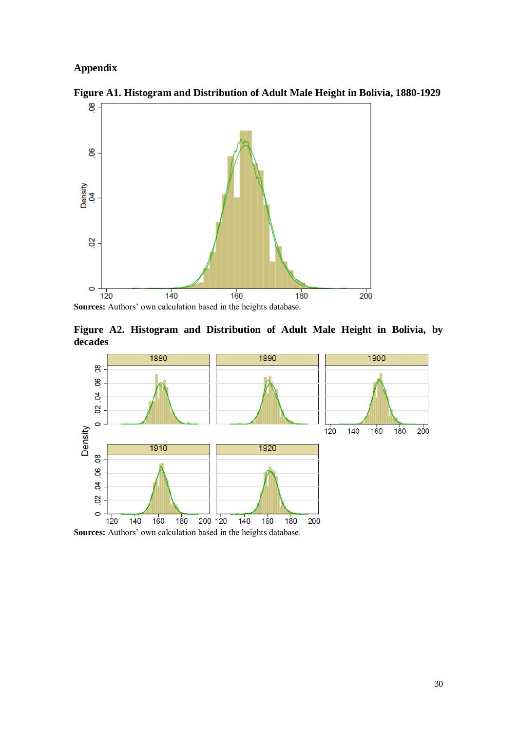## Appendix

**Figure A1. Histogram and Distribution of Adult Male Height in Bolivia, 1880-1929**

**Sources:** Authors' own calculation based in the heights database.

**Figure A2. Histogram and Distribution of Adult Male Height in Bolivia, by decades**

**Sources:** Authors' own calculation based in the heights database.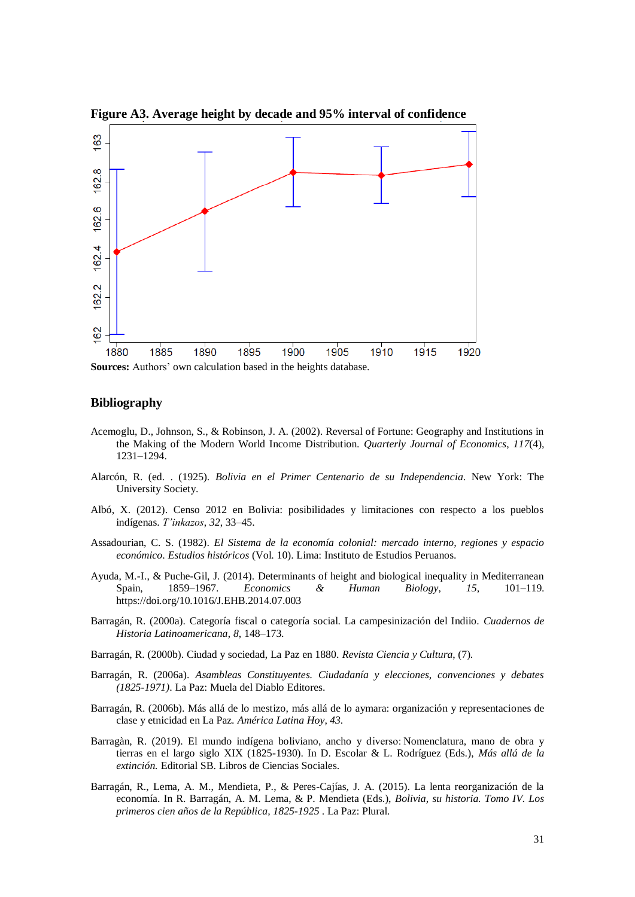**Figure A3. Average height by decade and 95% interval of confidence**

**Sources:** Authors' own calculation based in the heights database.

## Bibliography

Acemoglu, D., Johnson, S., & Robinson, J. A. (2002). Reversal of Fortune: Geography and Institutions in the Making of the Modern World Income Distribution. *Quarterly Journal of Economics*, *117*(4), 1231–1294.

Alarcón, R. (ed. . (1925). *Bolivia en el Primer Centenario de su Independencia.* New York: The University Society.

Albó, X. (2012). Censo 2012 en Bolivia: posibilidades y limitaciones con respecto a los pueblos indígenas. *T'inkazos*, *32*, 33–45.

Assadourian, C. S. (1982). *El Sistema de la economía colonial: mercado interno, regiones y espacio económico*. *Estudios históricos* (Vol. 10). Lima: Instituto de Estudios Peruanos.

Ayuda, M.-I., & Puche-Gil, J. (2014). Determinants of height and biological inequality in Mediterranean Spain, 1859–1967. *Economics & Human Biology*, *15*, 101–119. https://doi.org/10.1016/J.EHB.2014.07.003

Barragán, R. (2000a). Categoría fiscal o categoría social. La campesinización del Indiio. *Cuadernos de Historia Latinoamericana*, *8*, 148–173.

Barragán, R. (2000b). Ciudad y sociedad, La Paz en 1880. *Revista Ciencia y Cultura*, (7).

Barragán, R. (2006a). *Asambleas Constituyentes. Ciudadanía y elecciones, convenciones y debates (1825-1971)*. La Paz: Muela del Diablo Editores.

Barragán, R. (2006b). Más allá de lo mestizo, más allá de lo aymara: organización y representaciones de clase y etnicidad en La Paz. *América Latina Hoy*, *43*.

Barragàn, R. (2019). El mundo indígena boliviano, ancho y diverso: Nomenclatura, mano de obra y tierras en el largo siglo XIX (1825-1930). In D. Escolar & L. Rodríguez (Eds.), *Más allá de la extinción.* Editorial SB. Libros de Ciencias Sociales.

Barragán, R., Lema, A. M., Mendieta, P., & Peres-Cajías, J. A. (2015). La lenta reorganización de la economía. In R. Barragán, A. M. Lema, & P. Mendieta (Eds.), *Bolivia, su historia. Tomo IV. Los primeros cien años de la República, 1825-1925* . La Paz: Plural.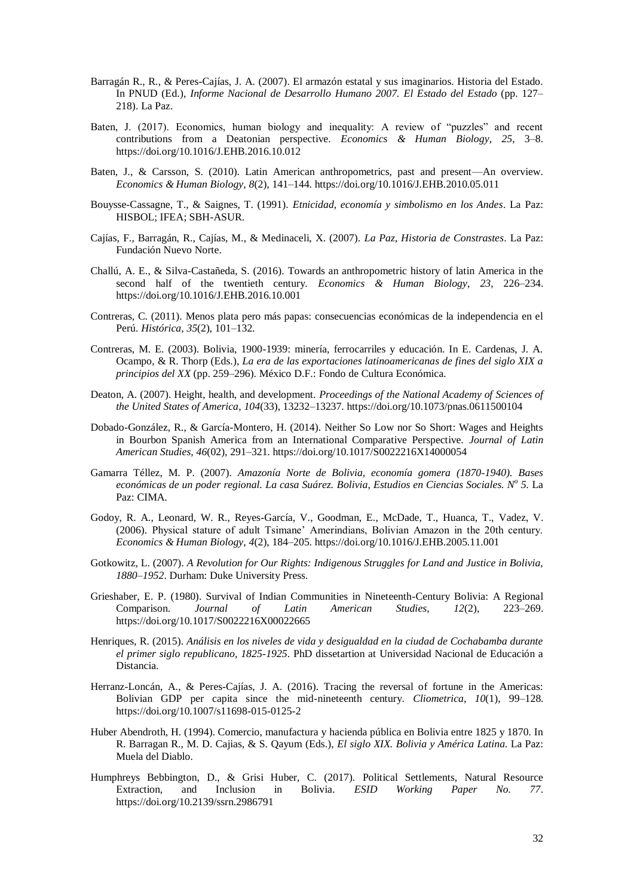Barragán R., R., & Peres-Cajías, J. A. (2007). El armazón estatal y sus imaginarios. Historia del Estado. In PNUD (Ed.), *Informe Nacional de Desarrollo Humano 2007. El Estado del Estado* (pp. 127–218). La Paz.

Baten, J. (2017). Economics, human biology and inequality: A review of "puzzles" and recent contributions from a Deatonian perspective. *Economics & Human Biology*, *25*, 3–8. https://doi.org/10.1016/J.EHB.2016.10.012

Baten, J., & Carsson, S. (2010). Latin American anthropometrics, past and present—An overview. *Economics & Human Biology*, *8*(2), 141–144. https://doi.org/10.1016/J.EHB.2010.05.011

Bouysse-Cassagne, T., & Saignes, T. (1991). *Etnicidad, economía y simbolismo en los Andes*. La Paz: HISBOL; IFEA; SBH-ASUR.

Cajías, F., Barragán, R., Cajías, M., & Medinaceli, X. (2007). *La Paz, Historia de Constrastes*. La Paz: Fundación Nuevo Norte.

Challú, A. E., & Silva-Castañeda, S. (2016). Towards an anthropometric history of latin America in the second half of the twentieth century. *Economics & Human Biology*, *23*, 226–234. https://doi.org/10.1016/J.EHB.2016.10.001

Contreras, C. (2011). Menos plata pero más papas: consecuencias económicas de la independencia en el Perú. *Histórica*, *35*(2), 101–132.

Contreras, M. E. (2003). Bolivia, 1900-1939: minería, ferrocarriles y educación. In E. Cardenas, J. A. Ocampo, & R. Thorp (Eds.), *La era de las exportaciones latinoamericanas de fines del siglo XIX a principios del XX* (pp. 259–296). México D.F.: Fondo de Cultura Económica.

Deaton, A. (2007). Height, health, and development. *Proceedings of the National Academy of Sciences of the United States of America*, *104*(33), 13232–13237. https://doi.org/10.1073/pnas.0611500104

Dobado-González, R., & García-Montero, H. (2014). Neither So Low nor So Short: Wages and Heights in Bourbon Spanish America from an International Comparative Perspective. *Journal of Latin American Studies*, *46*(02), 291–321. https://doi.org/10.1017/S0022216X14000054

Gamarra Téllez, M. P. (2007). *Amazonía Norte de Bolivia, economía gomera (1870-1940). Bases económicas de un poder regional. La casa Suárez. Bolivia, Estudios en Ciencias Sociales. Nº 5*. La Paz: CIMA.

Godoy, R. A., Leonard, W. R., Reyes-García, V., Goodman, E., McDade, T., Huanca, T., Vadez, V. (2006). Physical stature of adult Tsimane' Amerindians, Bolivian Amazon in the 20th century. *Economics & Human Biology*, *4*(2), 184–205. https://doi.org/10.1016/J.EHB.2005.11.001

Gotkowitz, L. (2007). *A Revolution for Our Rights: Indigenous Struggles for Land and Justice in Bolivia, 1880–1952*. Durham: Duke University Press.

Grieshaber, E. P. (1980). Survival of Indian Communities in Nineteenth-Century Bolivia: A Regional Comparison. *Journal of Latin American Studies*, *12*(2), 223–269. https://doi.org/10.1017/S0022216X00022665

Henriques, R. (2015). *Análisis en los niveles de vida y desigualdad en la ciudad de Cochabamba durante el primer siglo republicano, 1825-1925*. PhD dissetartion at Universidad Nacional de Educación a Distancia.

Herranz-Loncán, A., & Peres-Cajías, J. A. (2016). Tracing the reversal of fortune in the Americas: Bolivian GDP per capita since the mid-nineteenth century. *Cliometrica*, *10*(1), 99–128. https://doi.org/10.1007/s11698-015-0125-2

Huber Abendroth, H. (1994). Comercio, manufactura y hacienda pública en Bolivia entre 1825 y 1870. In R. Barragan R., M. D. Cajias, & S. Qayum (Eds.), *El siglo XIX. Bolivia y América Latina.* La Paz: Muela del Diablo.

Humphreys Bebbington, D., & Grisi Huber, C. (2017). Political Settlements, Natural Resource Extraction, and Inclusion in Bolivia. *ESID Working Paper No. 77*. https://doi.org/10.2139/ssrn.2986791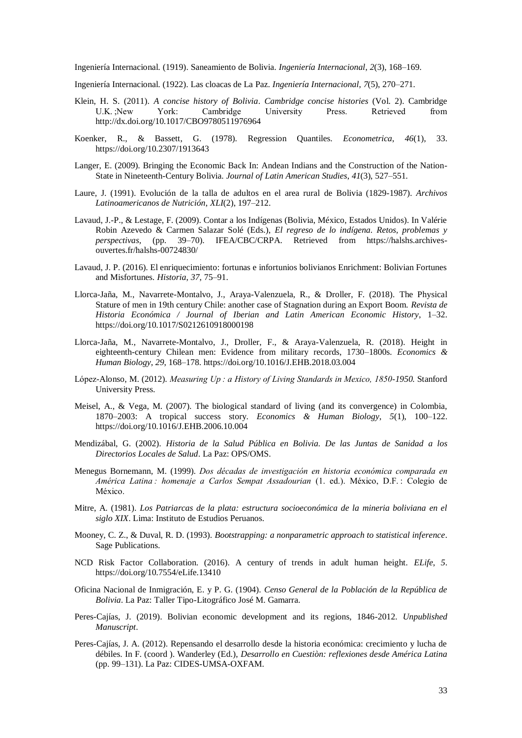Ingeniería Internacional. (1919). Saneamiento de Bolivia. *Ingeniería Internacional*, *2*(3), 168–169.

Ingeniería Internacional. (1922). Las cloacas de La Paz. *Ingeniería Internacional*, *7*(5), 270–271.

Klein, H. S. (2011). *A concise history of Bolivia*. *Cambridge concise histories* (Vol. 2). Cambridge U.K. ;New York: Cambridge University Press. Retrieved from http://dx.doi.org/10.1017/CBO9780511976964

Koenker, R., & Bassett, G. (1978). Regression Quantiles. *Econometrica*, *46*(1), 33. https://doi.org/10.2307/1913643

Langer, E. (2009). Bringing the Economic Back In: Andean Indians and the Construction of the Nation-State in Nineteenth-Century Bolivia. *Journal of Latin American Studies*, *41*(3), 527–551.

Laure, J. (1991). Evolución de la talla de adultos en el area rural de Bolivia (1829-1987). *Archivos Latinoamericanos de Nutrición*, *XLI*(2), 197–212.

Lavaud, J.-P., & Lestage, F. (2009). Contar a los Indígenas (Bolivia, México, Estados Unidos). In Valérie Robin Azevedo & Carmen Salazar Solé (Eds.), *El regreso de lo indígena. Retos, problemas y perspectivas*, (pp. 39–70). IFEA/CBC/CRPA. Retrieved from https://halshs.archives-ouvertes.fr/halshs-00724830/

Lavaud, J. P. (2016). El enriquecimiento: fortunas e infortunios bolivianos Enrichment: Bolivian Fortunes and Misfortunes. *Historia*, *37*, 75–91.

Llorca-Jaña, M., Navarrete-Montalvo, J., Araya-Valenzuela, R., & Droller, F. (2018). The Physical Stature of men in 19th century Chile: another case of Stagnation during an Export Boom. *Revista de Historia Económica / Journal of Iberian and Latin American Economic History*, 1–32. https://doi.org/10.1017/S0212610918000198

Llorca-Jaña, M., Navarrete-Montalvo, J., Droller, F., & Araya-Valenzuela, R. (2018). Height in eighteenth-century Chilean men: Evidence from military records, 1730–1800s. *Economics & Human Biology*, *29*, 168–178. https://doi.org/10.1016/J.EHB.2018.03.004

López-Alonso, M. (2012). *Measuring Up : a History of Living Standards in Mexico, 1850-1950*. Stanford University Press.

Meisel, A., & Vega, M. (2007). The biological standard of living (and its convergence) in Colombia, 1870–2003: A tropical success story. *Economics & Human Biology*, *5*(1), 100–122. https://doi.org/10.1016/J.EHB.2006.10.004

Mendizábal, G. (2002). *Historia de la Salud Pública en Bolivia. De las Juntas de Sanidad a los Directorios Locales de Salud*. La Paz: OPS/OMS.

Menegus Bornemann, M. (1999). *Dos décadas de investigación en historia económica comparada en América Latina : homenaje a Carlos Sempat Assadourian* (1. ed.). México, D.F. : Colegio de México.

Mitre, A. (1981). *Los Patriarcas de la plata: estructura socioeconómica de la mineria boliviana en el siglo XIX*. Lima: Instituto de Estudios Peruanos.

Mooney, C. Z., & Duval, R. D. (1993). *Bootstrapping: a nonparametric approach to statistical inference*. Sage Publications.

NCD Risk Factor Collaboration. (2016). A century of trends in adult human height. *ELife*, *5*. https://doi.org/10.7554/eLife.13410

Oficina Nacional de Inmigración, E. y P. G. (1904). *Censo General de la Población de la República de Bolivia*. La Paz: Taller Tipo-Litográfico José M. Gamarra.

Peres-Cajías, J. (2019). Bolivian economic development and its regions, 1846-2012. *Unpublished Manuscript*.

Peres-Cajías, J. A. (2012). Repensando el desarrollo desde la historia económica: crecimiento y lucha de débiles. In F. (coord ). Wanderley (Ed.), *Desarrollo en Cuestiòn: reflexiones desde América Latina* (pp. 99–131). La Paz: CIDES-UMSA-OXFAM.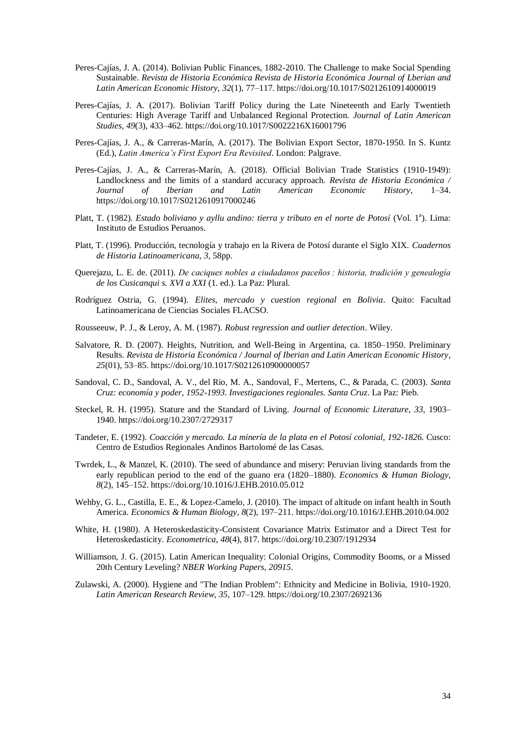Peres-Cajías, J. A. (2014). Bolivian Public Finances, 1882-2010. The Challenge to make Social Spending Sustainable. *Revista de Historia Económica Revista de Historia Económica Journal of Lberian and Latin American Economic History*, *32*(1), 77–117. https://doi.org/10.1017/S0212610914000019

Peres-Cajías, J. A. (2017). Bolivian Tariff Policy during the Late Nineteenth and Early Twentieth Centuries: High Average Tariff and Unbalanced Regional Protection. *Journal of Latin American Studies*, *49*(3), 433–462. https://doi.org/10.1017/S0022216X16001796

Peres-Cajías, J. A., & Carreras-Marín, A. (2017). The Bolivian Export Sector, 1870-1950. In S. Kuntz (Ed.), *Latin America's First Export Era Revisited*. London: Palgrave.

Peres-Cajías, J. A., & Carreras-Marín, A. (2018). Official Bolivian Trade Statistics (1910-1949): Landlockness and the limits of a standard accuracy approach. *Revista de Historia Económica / Journal of Iberian and Latin American Economic History*, 1–34. https://doi.org/10.1017/S0212610917000246

Platt, T. (1982). *Estado boliviano y ayllu andino: tierra y tributo en el norte de Potosí* (Vol. 1ª). Lima: Instituto de Estudios Peruanos.

Platt, T. (1996). Producción, tecnología y trabajo en la Rivera de Potosí durante el Siglo XIX. *Cuadernos de Historia Latinoamericana*, *3*, 58pp.

Querejazu, L. E. de. (2011). *De caciques nobles a ciudadanos paceños : historia, tradición y genealogía de los Cusicanqui s. XVI a XXI* (1. ed.). La Paz: Plural.

Rodríguez Ostria, G. (1994). *Elites, mercado y cuestion regional en Bolivia*. Quito: Facultad Latinoamericana de Ciencias Sociales FLACSO.

Rousseeuw, P. J., & Leroy, A. M. (1987). *Robust regression and outlier detection*. Wiley.

Salvatore, R. D. (2007). Heights, Nutrition, and Well-Being in Argentina, ca. 1850–1950. Preliminary Results. *Revista de Historia Económica / Journal of Iberian and Latin American Economic History*, *25*(01), 53–85. https://doi.org/10.1017/S0212610900000057

Sandoval, C. D., Sandoval, A. V., del Rio, M. A., Sandoval, F., Mertens, C., & Parada, C. (2003). *Santa Cruz: economía y poder, 1952-1993*. *Investigaciones regionales. Santa Cruz*. La Paz: Pieb.

Steckel, R. H. (1995). Stature and the Standard of Living. *Journal of Economic Literature*, *33*, 1903–1940. https://doi.org/10.2307/2729317

Tandeter, E. (1992). *Coacción y mercado. La minería de la plata en el Potosí colonial, 192-1826.* Cusco: Centro de Estudios Regionales Andinos Bartolomé de las Casas.

Twrdek, L., & Manzel, K. (2010). The seed of abundance and misery: Peruvian living standards from the early republican period to the end of the guano era (1820–1880). *Economics & Human Biology*, *8*(2), 145–152. https://doi.org/10.1016/J.EHB.2010.05.012

Wehby, G. L., Castilla, E. E., & Lopez-Camelo, J. (2010). The impact of altitude on infant health in South America. *Economics & Human Biology*, *8*(2), 197–211. https://doi.org/10.1016/J.EHB.2010.04.002

White, H. (1980). A Heteroskedasticity-Consistent Covariance Matrix Estimator and a Direct Test for Heteroskedasticity. *Econometrica*, *48*(4), 817. https://doi.org/10.2307/1912934

Williamson, J. G. (2015). Latin American Inequality: Colonial Origins, Commodity Booms, or a Missed 20th Century Leveling? *NBER Working Papers*, *20915*.

Zulawski, A. (2000). Hygiene and "The Indian Problem": Ethnicity and Medicine in Bolivia, 1910-1920. *Latin American Research Review*, *35*, 107–129. https://doi.org/10.2307/2692136